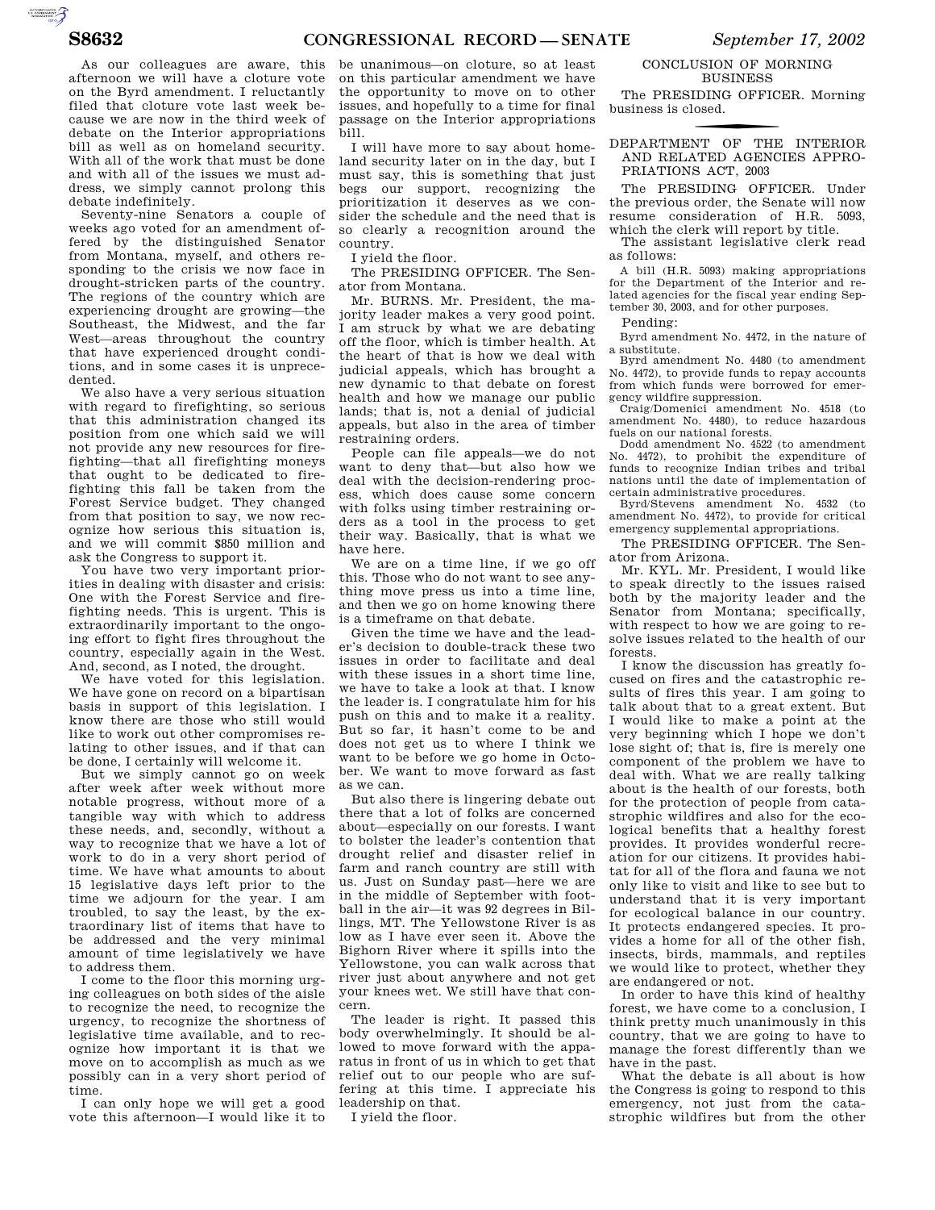As our colleagues are aware, this afternoon we will have a cloture vote on the Byrd amendment. I reluctantly filed that cloture vote last week because we are now in the third week of debate on the Interior appropriations bill as well as on homeland security. With all of the work that must be done and with all of the issues we must address, we simply cannot prolong this debate indefinitely.

Seventy-nine Senators a couple of weeks ago voted for an amendment offered by the distinguished Senator from Montana, myself, and others responding to the crisis we now face in drought-stricken parts of the country. The regions of the country which are experiencing drought are growing—the Southeast, the Midwest, and the far West—areas throughout the country that have experienced drought conditions, and in some cases it is unprecedented.

We also have a very serious situation with regard to firefighting, so serious that this administration changed its position from one which said we will not provide any new resources for firefighting—that all firefighting moneys that ought to be dedicated to firefighting this fall be taken from the Forest Service budget. They changed from that position to say, we now recognize how serious this situation is, and we will commit $850 million and ask the Congress to support it.

You have two very important priorities in dealing with disaster and crisis: One with the Forest Service and firefighting needs. This is urgent. This is extraordinarily important to the ongoing effort to fight fires throughout the country, especially again in the West. And, second, as I noted, the drought.

We have voted for this legislation. We have gone on record on a bipartisan basis in support of this legislation. I know there are those who still would like to work out other compromises relating to other issues, and if that can be done, I certainly will welcome it.

But we simply cannot go on week after week after week without more notable progress, without more of a tangible way with which to address these needs, and, secondly, without a way to recognize that we have a lot of work to do in a very short period of time. We have what amounts to about 15 legislative days left prior to the time we adjourn for the year. I am troubled, to say the least, by the extraordinary list of items that have to be addressed and the very minimal amount of time legislatively we have to address them.

I come to the floor this morning urging colleagues on both sides of the aisle to recognize the need, to recognize the urgency, to recognize the shortness of legislative time available, and to recognize how important it is that we move on to accomplish as much as we possibly can in a very short period of time.

I can only hope we will get a good vote this afternoon—I would like it to be unanimous—on cloture, so at least on this particular amendment we have the opportunity to move on to other issues, and hopefully to a time for final passage on the Interior appropriations bill.

I will have more to say about homeland security later on in the day, but I must say, this is something that just begs our support, recognizing the prioritization it deserves as we consider the schedule and the need that is so clearly a recognition around the country.

I yield the floor.

The PRESIDING OFFICER. The Senator from Montana.

Mr. BURNS. Mr. President, the majority leader makes a very good point. I am struck by what we are debating off the floor, which is timber health. At the heart of that is how we deal with judicial appeals, which has brought a new dynamic to that debate on forest health and how we manage our public lands; that is, not a denial of judicial appeals, but also in the area of timber restraining orders.

People can file appeals—we do not want to deny that—but also how we deal with the decision-rendering process, which does cause some concern with folks using timber restraining orders as a tool in the process to get their way. Basically, that is what we have here.

We are on a time line, if we go off this. Those who do not want to see anything move press us into a time line, and then we go on home knowing there is a timeframe on that debate.

Given the time we have and the leader's decision to double-track these two issues in order to facilitate and deal with these issues in a short time line, we have to take a look at that. I know the leader is. I congratulate him for his push on this and to make it a reality. But so far, it hasn't come to be and does not get us to where I think we want to be before we go home in October. We want to move forward as fast as we can.

But also there is lingering debate out there that a lot of folks are concerned about—especially on our forests. I want to bolster the leader's contention that drought relief and disaster relief in farm and ranch country are still with us. Just on Sunday past—here we are in the middle of September with football in the air—it was 92 degrees in Billings, MT. The Yellowstone River is as low as I have ever seen it. Above the Bighorn River where it spills into the Yellowstone, you can walk across that river just about anywhere and not get your knees wet. We still have that concern.

The leader is right. It passed this body overwhelmingly. It should be allowed to move forward with the apparatus in front of us in which to get that relief out to our people who are suffering at this time. I appreciate his leadership on that.

I yield the floor.

## CONCLUSION OF MORNING BUSINESS

The PRESIDING OFFICER. Morning business is closed.

## DEPARTMENT OF THE INTERIOR AND RELATED AGENCIES APPROPRIATIONS ACT, 2003

The PRESIDING OFFICER. Under the previous order, the Senate will now resume consideration of H.R. 5093, which the clerk will report by title.

The assistant legislative clerk read as follows:

A bill (H.R. 5093) making appropriations for the Department of the Interior and related agencies for the fiscal year ending September 30, 2003, and for other purposes.

Pending:

Byrd amendment No. 4472, in the nature of a substitute.

Byrd amendment No. 4480 (to amendment No. 4472), to provide funds to repay accounts from which funds were borrowed for emergency wildfire suppression.

Craig/Domenici amendment No. 4518 (to amendment No. 4480), to reduce hazardous fuels on our national forests.

Dodd amendment No. 4522 (to amendment No. 4472), to prohibit the expenditure of funds to recognize Indian tribes and tribal nations until the date of implementation of certain administrative procedures.

Byrd/Stevens amendment No. 4532 (to amendment No. 4472), to provide for critical emergency supplemental appropriations.

The PRESIDING OFFICER. The Senator from Arizona.

Mr. KYL. Mr. President, I would like to speak directly to the issues raised both by the majority leader and the Senator from Montana; specifically, with respect to how we are going to resolve issues related to the health of our forests.

I know the discussion has greatly focused on fires and the catastrophic results of fires this year. I am going to talk about that to a great extent. But I would like to make a point at the very beginning which I hope we don't lose sight of; that is, fire is merely one component of the problem we have to deal with. What we are really talking about is the health of our forests, both for the protection of people from catastrophic wildfires and also for the ecological benefits that a healthy forest provides. It provides wonderful recreation for our citizens. It provides habitat for all of the flora and fauna we not only like to visit and like to see but to understand that it is very important for ecological balance in our country. It protects endangered species. It provides a home for all of the other fish, insects, birds, mammals, and reptiles we would like to protect, whether they are endangered or not.

In order to have this kind of healthy forest, we have come to a conclusion, I think pretty much unanimously in this country, that we are going to have to manage the forest differently than we have in the past.

What the debate is all about is how the Congress is going to respond to this emergency, not just from the catastrophic wildfires but from the other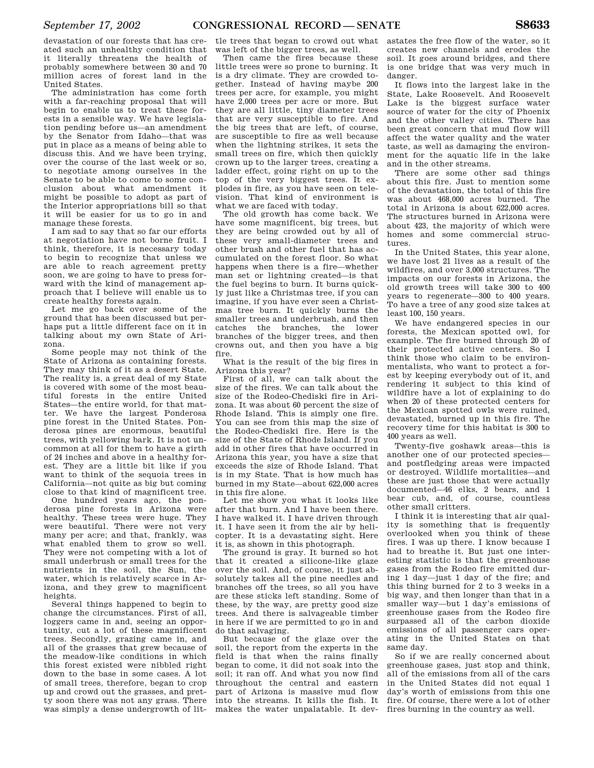devastation of our forests that has created such an unhealthy condition that it literally threatens the health of probably somewhere between 30 and 70 million acres of forest land in the United States.

The administration has come forth with a far-reaching proposal that will begin to enable us to treat these forests in a sensible way. We have legislation pending before us—an amendment by the Senator from Idaho—that was put in place as a means of being able to discuss this. And we have been trying, over the course of the last week or so, to negotiate among ourselves in the Senate to be able to come to some conclusion about what amendment it might be possible to adopt as part of the Interior appropriations bill so that it will be easier for us to go in and manage these forests.

I am sad to say that so far our efforts at negotiation have not borne fruit. I think, therefore, it is necessary today to begin to recognize that unless we are able to reach agreement pretty soon, we are going to have to press forward with the kind of management approach that I believe will enable us to create healthy forests again.

Let me go back over some of the ground that has been discussed but perhaps put a little different face on it in talking about my own State of Arizona.

Some people may not think of the State of Arizona as containing forests. They may think of it as a desert State. The reality is, a great deal of my State is covered with some of the most beautiful forests in the entire United States—the entire world, for that matter. We have the largest Ponderosa pine forest in the United States. Ponderosa pines are enormous, beautiful trees, with yellowing bark. It is not uncommon at all for them to have a girth of 24 inches and above in a healthy forest. They are a little bit like if you want to think of the sequoia trees in California—not quite as big but coming close to that kind of magnificent tree.

One hundred years ago, the ponderosa pine forests in Arizona were healthy. These trees were huge. They were beautiful. There were not very many per acre; and that, frankly, was what enabled them to grow so well. They were not competing with a lot of small underbrush or small trees for the nutrients in the soil, the Sun, the water, which is relatively scarce in Arizona, and they grew to magnificent heights.

Several things happened to begin to change the circumstances. First of all, loggers came in and, seeing an opportunity, cut a lot of these magnificent trees. Secondly, grazing came in, and all of the grasses that grew because of the meadow-like conditions in which this forest existed were nibbled right down to the base in some cases. A lot of small trees, therefore, began to crop up and crowd out the grasses, and pretty soon there was not any grass. There was simply a dense undergrowth of little trees that began to crowd out what was left of the bigger trees, as well.

Then came the fires because these little trees were so prone to burning. It is a dry climate. They are crowded together. Instead of having maybe 200 trees per acre, for example, you might have 2,000 trees per acre or more. But they are all little, tiny diameter trees that are very susceptible to fire. And the big trees that are left, of course, are susceptible to fire as well because when the lightning strikes, it sets the small trees on fire, which then quickly crown up to the larger trees, creating a ladder effect, going right on up to the top of the very biggest trees. It explodes in fire, as you have seen on television. That kind of environment is what we are faced with today.

The old growth has come back. We have some magnificent, big trees, but they are being crowded out by all of these very small-diameter trees and other brush and other fuel that has accumulated on the forest floor. So what happens when there is a fire—whether man set or lightning created—is that the fuel begins to burn. It burns quickly just like a Christmas tree, if you can imagine, if you have ever seen a Christmas tree burn. It quickly burns the smaller trees and underbrush, and then catches the branches, the lower branches of the bigger trees, and then crowns out, and then you have a big fire.

What is the result of the big fires in Arizona this year?

First of all, we can talk about the size of the fires. We can talk about the size of the Rodeo-Chediski fire in Arizona. It was about 60 percent the size of Rhode Island. This is simply one fire. You can see from this map the size of the Rodeo-Chediski fire. Here is the size of the State of Rhode Island. If you add in other fires that have occurred in Arizona this year, you have a size that exceeds the size of Rhode Island. That is in my State. That is how much has burned in my State—about 622,000 acres in this fire alone.

Let me show you what it looks like after that burn. And I have been there. I have walked it. I have driven through it. I have seen it from the air by helicopter. It is a devastating sight. Here it is, as shown in this photograph.

The ground is gray. It burned so hot that it created a silicone-like glaze over the soil. And, of course, it just absolutely takes all the pine needles and branches off the trees, so all you have are these sticks left standing. Some of these, by the way, are pretty good size trees. And there is salvageable timber in here if we are permitted to go in and do that salvaging.

But because of the glaze over the soil, the report from the experts in the field is that when the rains finally began to come, it did not soak into the soil; it ran off. And what you now find throughout the central and eastern part of Arizona is massive mud flow into the streams. It kills the fish. It makes the water unpalatable. It devastates the free flow of the water, so it creates new channels and erodes the soil. It goes around bridges, and there is one bridge that was very much in danger.

It flows into the largest lake in the State, Lake Roosevelt. And Roosevelt Lake is the biggest surface water source of water for the city of Phoenix and the other valley cities. There has been great concern that mud flow will affect the water quality and the water taste, as well as damaging the environment for the aquatic life in the lake and in the other streams.

There are some other sad things about this fire. Just to mention some of the devastation, the total of this fire was about 468,000 acres burned. The total in Arizona is about 622,000 acres. The structures burned in Arizona were about 423, the majority of which were homes and some commercial structures.

In the United States, this year alone, we have lost 21 lives as a result of the wildfires, and over 3,000 structures. The impacts on our forests in Arizona, the old growth trees will take 300 to 400 years to regenerate—300 to 400 years. To have a tree of any good size takes at least 100, 150 years.

We have endangered species in our forests, the Mexican spotted owl, for example. The fire burned through 20 of their protected active centers. So I think those who claim to be environmentalists, who want to protect a forest by keeping everybody out of it, and rendering it subject to this kind of wildfire have a lot of explaining to do when 20 of these protected centers for the Mexican spotted owls were ruined, devastated, burned up in this fire. The recovery time for this habitat is 300 to 400 years as well.

Twenty-five goshawk areas—this is another one of our protected species—and postfledging areas were impacted or destroyed. Wildlife mortalities—and these are just those that were actually documented—46 elks, 2 bears, and 1 bear cub, and, of course, countless other small critters.

I think it is interesting that air quality is something that is frequently overlooked when you think of these fires. I was up there. I know because I had to breathe it. But just one interesting statistic is that the greenhouse gases from the Rodeo fire emitted during 1 day—just 1 day of the fire; and this thing burned for 2 to 3 weeks in a big way, and then longer than that in a smaller way—but 1 day's emissions of greenhouse gases from the Rodeo fire surpassed all of the carbon dioxide emissions of all passenger cars operating in the United States on that same day.

So if we are really concerned about greenhouse gases, just stop and think, all of the emissions from all of the cars in the United States did not equal 1 day's worth of emissions from this one fire. Of course, there were a lot of other fires burning in the country as well.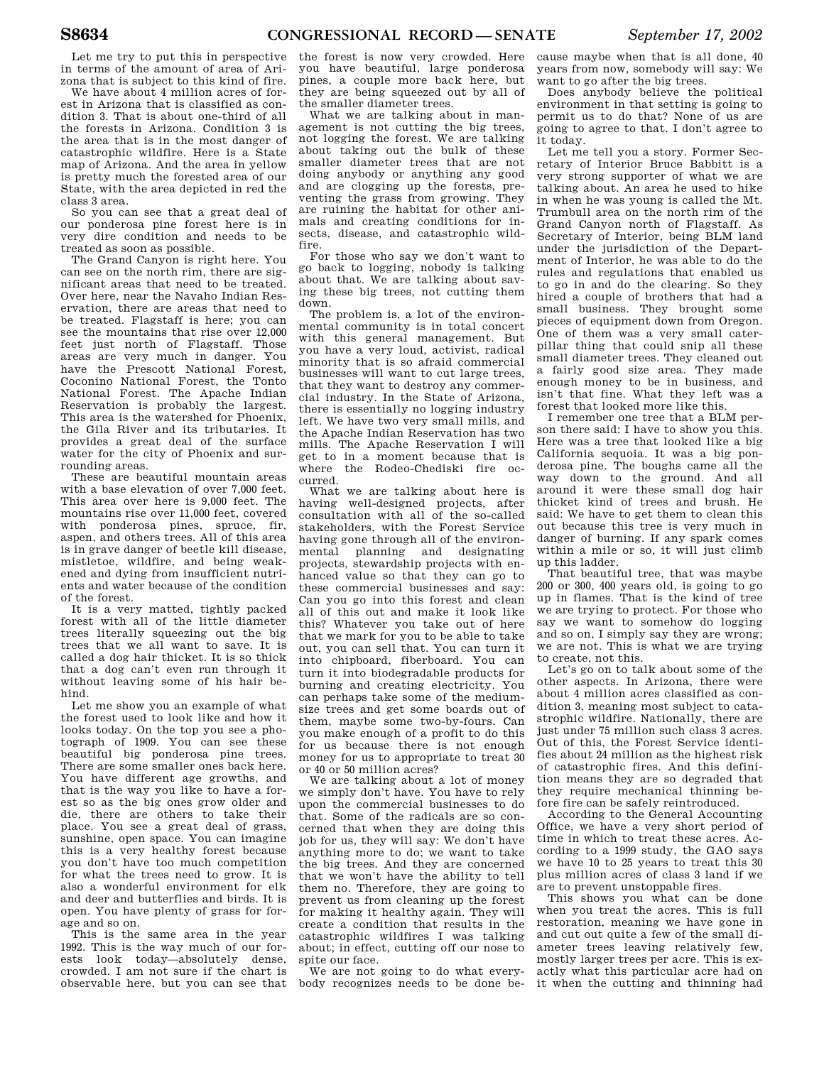Let me try to put this in perspective in terms of the amount of area of Arizona that is subject to this kind of fire.

We have about 4 million acres of forest in Arizona that is classified as condition 3. That is about one-third of all the forests in Arizona. Condition 3 is the area that is in the most danger of catastrophic wildfire. Here is a State map of Arizona. And the area in yellow is pretty much the forested area of our State, with the area depicted in red the class 3 area.

So you can see that a great deal of our ponderosa pine forest here is in very dire condition and needs to be treated as soon as possible.

The Grand Canyon is right here. You can see on the north rim, there are significant areas that need to be treated. Over here, near the Navaho Indian Reservation, there are areas that need to be treated. Flagstaff is here; you can see the mountains that rise over 12,000 feet just north of Flagstaff. Those areas are very much in danger. You have the Prescott National Forest, Coconino National Forest, the Tonto National Forest. The Apache Indian Reservation is probably the largest. This area is the watershed for Phoenix, the Gila River and its tributaries. It provides a great deal of the surface water for the city of Phoenix and surrounding areas.

These are beautiful mountain areas with a base elevation of over 7,000 feet. This area over here is 9,000 feet. The mountains rise over 11,000 feet, covered with ponderosa pines, spruce, fir, aspen, and others trees. All of this area is in grave danger of beetle kill disease, mistletoe, wildfire, and being weakened and dying from insufficient nutrients and water because of the condition of the forest.

It is a very matted, tightly packed forest with all of the little diameter trees literally squeezing out the big trees that we all want to save. It is called a dog hair thicket. It is so thick that a dog can't even run through it without leaving some of his hair behind.

Let me show you an example of what the forest used to look like and how it looks today. On the top you see a photograph of 1909. You can see these beautiful big ponderosa pine trees. There are some smaller ones back here. You have different age growths, and that is the way you like to have a forest so as the big ones grow older and die, there are others to take their place. You see a great deal of grass, sunshine, open space. You can imagine this is a very healthy forest because you don't have too much competition for what the trees need to grow. It is also a wonderful environment for elk and deer and butterflies and birds. It is open. You have plenty of grass for forage and so on.

This is the same area in the year 1992. This is the way much of our forests look today—absolutely dense, crowded. I am not sure if the chart is observable here, but you can see that the forest is now very crowded. Here you have beautiful, large ponderosa pines, a couple more back here, but they are being squeezed out by all of the smaller diameter trees.

What we are talking about in management is not cutting the big trees, not logging the forest. We are talking about taking out the bulk of these smaller diameter trees that are not doing anybody or anything any good and are clogging up the forests, preventing the grass from growing. They are ruining the habitat for other animals and creating conditions for insects, disease, and catastrophic wildfire.

For those who say we don't want to go back to logging, nobody is talking about that. We are talking about saving these big trees, not cutting them down.

The problem is, a lot of the environmental community is in total concert with this general management. But you have a very loud, activist, radical minority that is so afraid commercial businesses will want to cut large trees, that they want to destroy any commercial industry. In the State of Arizona, there is essentially no logging industry left. We have two very small mills, and the Apache Indian Reservation has two mills. The Apache Reservation I will get to in a moment because that is where the Rodeo-Chediski fire occurred.

What we are talking about here is having well-designed projects, after consultation with all of the so-called stakeholders, with the Forest Service having gone through all of the environmental planning and designating projects, stewardship projects with enhanced value so that they can go to these commercial businesses and say: Can you go into this forest and clean all of this out and make it look like this? Whatever you take out of here that we mark for you to be able to take out, you can sell that. You can turn it into chipboard, fiberboard. You can turn it into biodegradable products for burning and creating electricity. You can perhaps take some of the medium-size trees and get some boards out of them, maybe some two-by-fours. Can you make enough of a profit to do this for us because there is not enough money for us to appropriate to treat 30 or 40 or 50 million acres?

We are talking about a lot of money we simply don't have. You have to rely upon the commercial businesses to do that. Some of the radicals are so concerned that when they are doing this job for us, they will say: We don't have anything more to do; we want to take the big trees. And they are concerned that we won't have the ability to tell them no. Therefore, they are going to prevent us from cleaning up the forest for making it healthy again. They will create a condition that results in the catastrophic wildfires I was talking about; in effect, cutting off our nose to spite our face.

We are not going to do what everybody recognizes needs to be done because maybe when that is all done, 40 years from now, somebody will say: We want to go after the big trees.

Does anybody believe the political environment in that setting is going to permit us to do that? None of us are going to agree to that. I don't agree to it today.

Let me tell you a story. Former Secretary of Interior Bruce Babbitt is a very strong supporter of what we are talking about. An area he used to hike in when he was young is called the Mt. Trumbull area on the north rim of the Grand Canyon north of Flagstaff. As Secretary of Interior, being BLM land under the jurisdiction of the Department of Interior, he was able to do the rules and regulations that enabled us to go in and do the clearing. So they hired a couple of brothers that had a small business. They brought some pieces of equipment down from Oregon. One of them was a very small caterpillar thing that could snip all these small diameter trees. They cleaned out a fairly good size area. They made enough money to be in business, and isn't that fine. What they left was a forest that looked more like this.

I remember one tree that a BLM person there said: I have to show you this. Here was a tree that looked like a big California sequoia. It was a big ponderosa pine. The boughs came all the way down to the ground. And all around it were these small dog hair thicket kind of trees and brush. He said: We have to get them to clean this out because this tree is very much in danger of burning. If any spark comes within a mile or so, it will just climb up this ladder.

That beautiful tree, that was maybe 200 or 300, 400 years old, is going to go up in flames. That is the kind of tree we are trying to protect. For those who say we want to somehow do logging and so on, I simply say they are wrong; we are not. This is what we are trying to create, not this.

Let's go on to talk about some of the other aspects. In Arizona, there were about 4 million acres classified as condition 3, meaning most subject to catastrophic wildfire. Nationally, there are just under 75 million such class 3 acres. Out of this, the Forest Service identifies about 24 million as the highest risk of catastrophic fires. And this definition means they are so degraded that they require mechanical thinning before fire can be safely reintroduced.

According to the General Accounting Office, we have a very short period of time in which to treat these acres. According to a 1999 study, the GAO says we have 10 to 25 years to treat this 30 plus million acres of class 3 land if we are to prevent unstoppable fires.

This shows you what can be done when you treat the acres. This is full restoration, meaning we have gone in and cut out quite a few of the small diameter trees leaving relatively few, mostly larger trees per acre. This is exactly what this particular acre had on it when the cutting and thinning had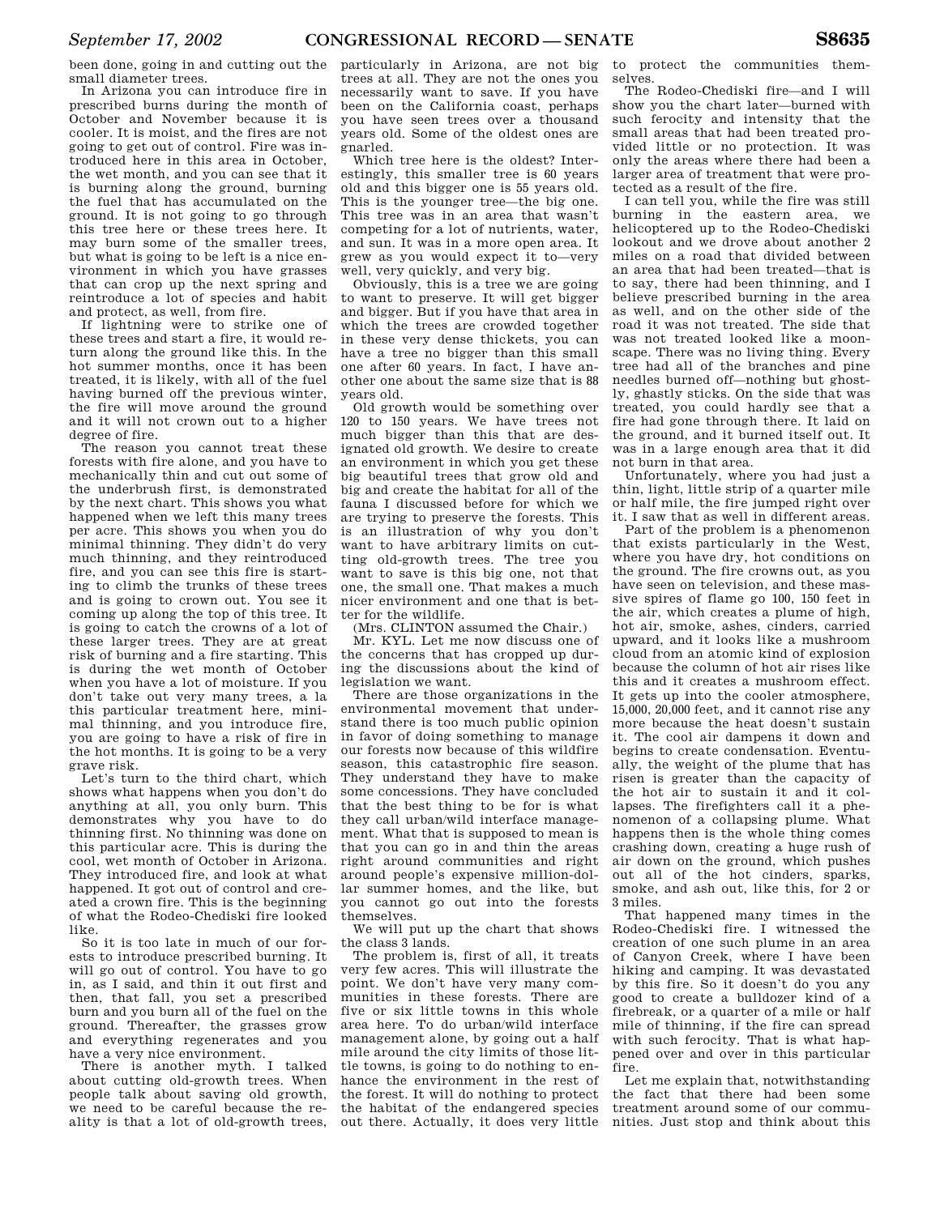been done, going in and cutting out the small diameter trees.

In Arizona you can introduce fire in prescribed burns during the month of October and November because it is cooler. It is moist, and the fires are not going to get out of control. Fire was introduced here in this area in October, the wet month, and you can see that it is burning along the ground, burning the fuel that has accumulated on the ground. It is not going to go through this tree here or these trees here. It may burn some of the smaller trees, but what is going to be left is a nice environment in which you have grasses that can crop up the next spring and reintroduce a lot of species and habit and protect, as well, from fire.

If lightning were to strike one of these trees and start a fire, it would return along the ground like this. In the hot summer months, once it has been treated, it is likely, with all of the fuel having burned off the previous winter, the fire will move around the ground and it will not crown out to a higher degree of fire.

The reason you cannot treat these forests with fire alone, and you have to mechanically thin and cut out some of the underbrush first, is demonstrated by the next chart. This shows you what happened when we left this many trees per acre. This shows you when you do minimal thinning. They didn't do very much thinning, and they reintroduced fire, and you can see this fire is starting to climb the trunks of these trees and is going to crown out. You see it coming up along the top of this tree. It is going to catch the crowns of a lot of these larger trees. They are at great risk of burning and a fire starting. This is during the wet month of October when you have a lot of moisture. If you don't take out very many trees, a la this particular treatment here, minimal thinning, and you introduce fire, you are going to have a risk of fire in the hot months. It is going to be a very grave risk.

Let's turn to the third chart, which shows what happens when you don't do anything at all, you only burn. This demonstrates why you have to do thinning first. No thinning was done on this particular acre. This is during the cool, wet month of October in Arizona. They introduced fire, and look at what happened. It got out of control and created a crown fire. This is the beginning of what the Rodeo-Chediski fire looked like.

So it is too late in much of our forests to introduce prescribed burning. It will go out of control. You have to go in, as I said, and thin it out first and then, that fall, you set a prescribed burn and you burn all of the fuel on the ground. Thereafter, the grasses grow and everything regenerates and you have a very nice environment.

There is another myth. I talked about cutting old-growth trees. When people talk about saving old growth, we need to be careful because the reality is that a lot of old-growth trees, particularly in Arizona, are not big trees at all. They are not the ones you necessarily want to save. If you have been on the California coast, perhaps you have seen trees over a thousand years old. Some of the oldest ones are gnarled.

Which tree here is the oldest? Interestingly, this smaller tree is 60 years old and this bigger one is 55 years old. This is the younger tree—the big one. This tree was in an area that wasn't competing for a lot of nutrients, water, and sun. It was in a more open area. It grew as you would expect it to—very well, very quickly, and very big.

Obviously, this is a tree we are going to want to preserve. It will get bigger and bigger. But if you have that area in which the trees are crowded together in these very dense thickets, you can have a tree no bigger than this small one after 60 years. In fact, I have another one about the same size that is 88 years old.

Old growth would be something over 120 to 150 years. We have trees not much bigger than this that are designated old growth. We desire to create an environment in which you get these big beautiful trees that grow old and big and create the habitat for all of the fauna I discussed before for which we are trying to preserve the forests. This is an illustration of why you don't want to have arbitrary limits on cutting old-growth trees. The tree you want to save is this big one, not that one, the small one. That makes a much nicer environment and one that is better for the wildlife.

(Mrs. CLINTON assumed the Chair.)

Mr. KYL. Let me now discuss one of the concerns that has cropped up during the discussions about the kind of legislation we want.

There are those organizations in the environmental movement that understand there is too much public opinion in favor of doing something to manage our forests now because of this wildfire season, this catastrophic fire season. They understand they have to make some concessions. They have concluded that the best thing to be for is what they call urban/wild interface management. What that is supposed to mean is that you can go in and thin the areas right around communities and right around people's expensive million-dollar summer homes, and the like, but you cannot go out into the forests themselves.

We will put up the chart that shows the class 3 lands.

The problem is, first of all, it treats very few acres. This will illustrate the point. We don't have very many communities in these forests. There are five or six little towns in this whole area here. To do urban/wild interface management alone, by going out a half mile around the city limits of those little towns, is going to do nothing to enhance the environment in the rest of the forest. It will do nothing to protect the habitat of the endangered species out there. Actually, it does very little to protect the communities themselves.

The Rodeo-Chediski fire—and I will show you the chart later—burned with such ferocity and intensity that the small areas that had been treated provided little or no protection. It was only the areas where there had been a larger area of treatment that were protected as a result of the fire.

I can tell you, while the fire was still burning in the eastern area, we helicoptered up to the Rodeo-Chediski lookout and we drove about another 2 miles on a road that divided between an area that had been treated—that is to say, there had been thinning, and I believe prescribed burning in the area as well, and on the other side of the road it was not treated. The side that was not treated looked like a moonscape. There was no living thing. Every tree had all of the branches and pine needles burned off—nothing but ghostly, ghastly sticks. On the side that was treated, you could hardly see that a fire had gone through there. It laid on the ground, and it burned itself out. It was in a large enough area that it did not burn in that area.

Unfortunately, where you had just a thin, light, little strip of a quarter mile or half mile, the fire jumped right over it. I saw that as well in different areas.

Part of the problem is a phenomenon that exists particularly in the West, where you have dry, hot conditions on the ground. The fire crowns out, as you have seen on television, and these massive spires of flame go 100, 150 feet in the air, which creates a plume of high, hot air, smoke, ashes, cinders, carried upward, and it looks like a mushroom cloud from an atomic kind of explosion because the column of hot air rises like this and it creates a mushroom effect. It gets up into the cooler atmosphere, 15,000, 20,000 feet, and it cannot rise any more because the heat doesn't sustain it. The cool air dampens it down and begins to create condensation. Eventually, the weight of the plume that has risen is greater than the capacity of the hot air to sustain it and it collapses. The firefighters call it a phenomenon of a collapsing plume. What happens then is the whole thing comes crashing down, creating a huge rush of air down on the ground, which pushes out all of the hot cinders, sparks, smoke, and ash out, like this, for 2 or 3 miles.

That happened many times in the Rodeo-Chediski fire. I witnessed the creation of one such plume in an area of Canyon Creek, where I have been hiking and camping. It was devastated by this fire. So it doesn't do you any good to create a bulldozer kind of a firebreak, or a quarter of a mile or half mile of thinning, if the fire can spread with such ferocity. That is what happened over and over in this particular fire.

Let me explain that, notwithstanding the fact that there had been some treatment around some of our communities. Just stop and think about this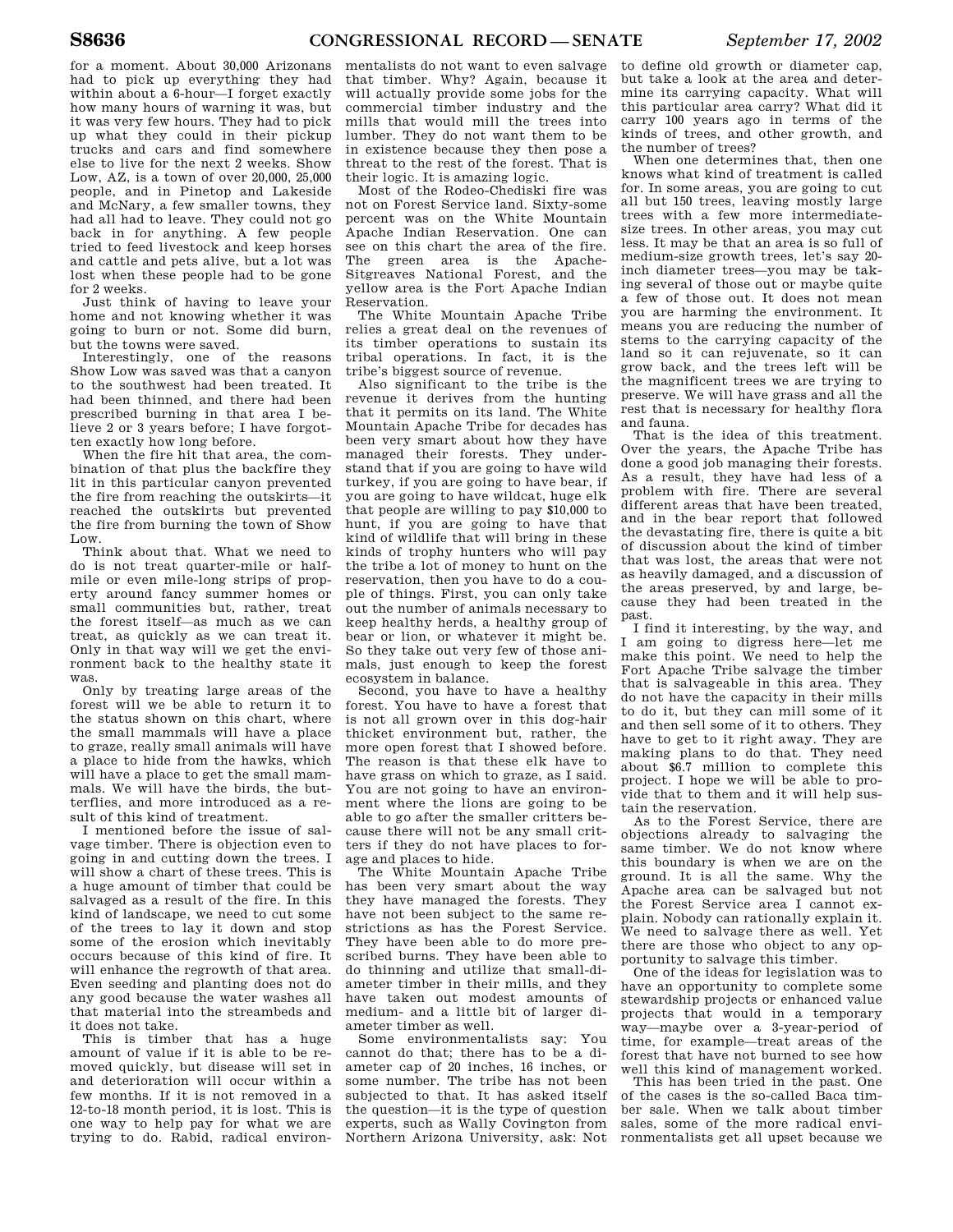for a moment. About 30,000 Arizonans had to pick up everything they had within about a 6-hour—I forget exactly how many hours of warning it was, but it was very few hours. They had to pick up what they could in their pickup trucks and cars and find somewhere else to live for the next 2 weeks. Show Low, AZ, is a town of over 20,000, 25,000 people, and in Pinetop and Lakeside and McNary, a few smaller towns, they had all had to leave. They could not go back in for anything. A few people tried to feed livestock and keep horses and cattle and pets alive, but a lot was lost when these people had to be gone for 2 weeks.

Just think of having to leave your home and not knowing whether it was going to burn or not. Some did burn, but the towns were saved.

Interestingly, one of the reasons Show Low was saved was that a canyon to the southwest had been treated. It had been thinned, and there had been prescribed burning in that area I believe 2 or 3 years before; I have forgotten exactly how long before.

When the fire hit that area, the combination of that plus the backfire they lit in this particular canyon prevented the fire from reaching the outskirts—it reached the outskirts but prevented the fire from burning the town of Show Low.

Think about that. What we need to do is not treat quarter-mile or half-mile or even mile-long strips of property around fancy summer homes or small communities but, rather, treat the forest itself—as much as we can treat, as quickly as we can treat it. Only in that way will we get the environment back to the healthy state it was.

Only by treating large areas of the forest will we be able to return it to the status shown on this chart, where the small mammals will have a place to graze, really small animals will have a place to hide from the hawks, which will have a place to get the small mammals. We will have the birds, the butterflies, and more introduced as a result of this kind of treatment.

I mentioned before the issue of salvage timber. There is objection even to going in and cutting down the trees. I will show a chart of these trees. This is a huge amount of timber that could be salvaged as a result of the fire. In this kind of landscape, we need to cut some of the trees to lay it down and stop some of the erosion which inevitably occurs because of this kind of fire. It will enhance the regrowth of that area. Even seeding and planting does not do any good because the water washes all that material into the streambeds and it does not take.

This is timber that has a huge amount of value if it is able to be removed quickly, but disease will set in and deterioration will occur within a few months. If it is not removed in a 12-to-18 month period, it is lost. This is one way to help pay for what we are trying to do. Rabid, radical environmentalists do not want to even salvage that timber. Why? Again, because it will actually provide some jobs for the commercial timber industry and the mills that would mill the trees into lumber. They do not want them to be in existence because they then pose a threat to the rest of the forest. That is their logic. It is amazing logic.

Most of the Rodeo-Chediski fire was not on Forest Service land. Sixty-some percent was on the White Mountain Apache Indian Reservation. One can see on this chart the area of the fire. The green area is the Apache-Sitgreaves National Forest, and the yellow area is the Fort Apache Indian Reservation.

The White Mountain Apache Tribe relies a great deal on the revenues of its timber operations to sustain its tribal operations. In fact, it is the tribe's biggest source of revenue.

Also significant to the tribe is the revenue it derives from the hunting that it permits on its land. The White Mountain Apache Tribe for decades has been very smart about how they have managed their forests. They understand that if you are going to have wild turkey, if you are going to have bear, if you are going to have wildcat, huge elk that people are willing to pay $10,000 to hunt, if you are going to have that kind of wildlife that will bring in these kinds of trophy hunters who will pay the tribe a lot of money to hunt on the reservation, then you have to do a couple of things. First, you can only take out the number of animals necessary to keep healthy herds, a healthy group of bear or lion, or whatever it might be. So they take out very few of those animals, just enough to keep the forest ecosystem in balance.

Second, you have to have a healthy forest. You have to have a forest that is not all grown over in this dog-hair thicket environment but, rather, the more open forest that I showed before. The reason is that these elk have to have grass on which to graze, as I said. You are not going to have an environment where the lions are going to be able to go after the smaller critters because there will not be any small critters if they do not have places to forage and places to hide.

The White Mountain Apache Tribe has been very smart about the way they have managed the forests. They have not been subject to the same restrictions as has the Forest Service. They have been able to do more prescribed burns. They have been able to do thinning and utilize that small-diameter timber in their mills, and they have taken out modest amounts of medium- and a little bit of larger diameter timber as well.

Some environmentalists say: You cannot do that; there has to be a diameter cap of 20 inches, 16 inches, or some number. The tribe has not been subjected to that. It has asked itself the question—it is the type of question experts, such as Wally Covington from Northern Arizona University, ask: Not to define old growth or diameter cap, but take a look at the area and determine its carrying capacity. What will this particular area carry? What did it carry 100 years ago in terms of the kinds of trees, and other growth, and the number of trees?

When one determines that, then one knows what kind of treatment is called for. In some areas, you are going to cut all but 150 trees, leaving mostly large trees with a few more intermediate-size trees. In other areas, you may cut less. It may be that an area is so full of medium-size growth trees, let's say 20-inch diameter trees—you may be taking several of those out or maybe quite a few of those out. It does not mean you are harming the environment. It means you are reducing the number of stems to the carrying capacity of the land so it can rejuvenate, so it can grow back, and the trees left will be the magnificent trees we are trying to preserve. We will have grass and all the rest that is necessary for healthy flora and fauna.

That is the idea of this treatment. Over the years, the Apache Tribe has done a good job managing their forests. As a result, they have had less of a problem with fire. There are several different areas that have been treated, and in the bear report that followed the devastating fire, there is quite a bit of discussion about the kind of timber that was lost, the areas that were not as heavily damaged, and a discussion of the areas preserved, by and large, because they had been treated in the past.

I find it interesting, by the way, and I am going to digress here—let me make this point. We need to help the Fort Apache Tribe salvage the timber that is salvageable in this area. They do not have the capacity in their mills to do it, but they can mill some of it and then sell some of it to others. They have to get to it right away. They are making plans to do that. They need about $6.7 million to complete this project. I hope we will be able to provide that to them and it will help sustain the reservation.

As to the Forest Service, there are objections already to salvaging the same timber. We do not know where this boundary is when we are on the ground. It is all the same. Why the Apache area can be salvaged but not the Forest Service area I cannot explain. Nobody can rationally explain it. We need to salvage there as well. Yet there are those who object to any opportunity to salvage this timber.

One of the ideas for legislation was to have an opportunity to complete some stewardship projects or enhanced value projects that would in a temporary way—maybe over a 3-year-period of time, for example—treat areas of the forest that have not burned to see how well this kind of management worked.

This has been tried in the past. One of the cases is the so-called Baca timber sale. When we talk about timber sales, some of the more radical environmentalists get all upset because we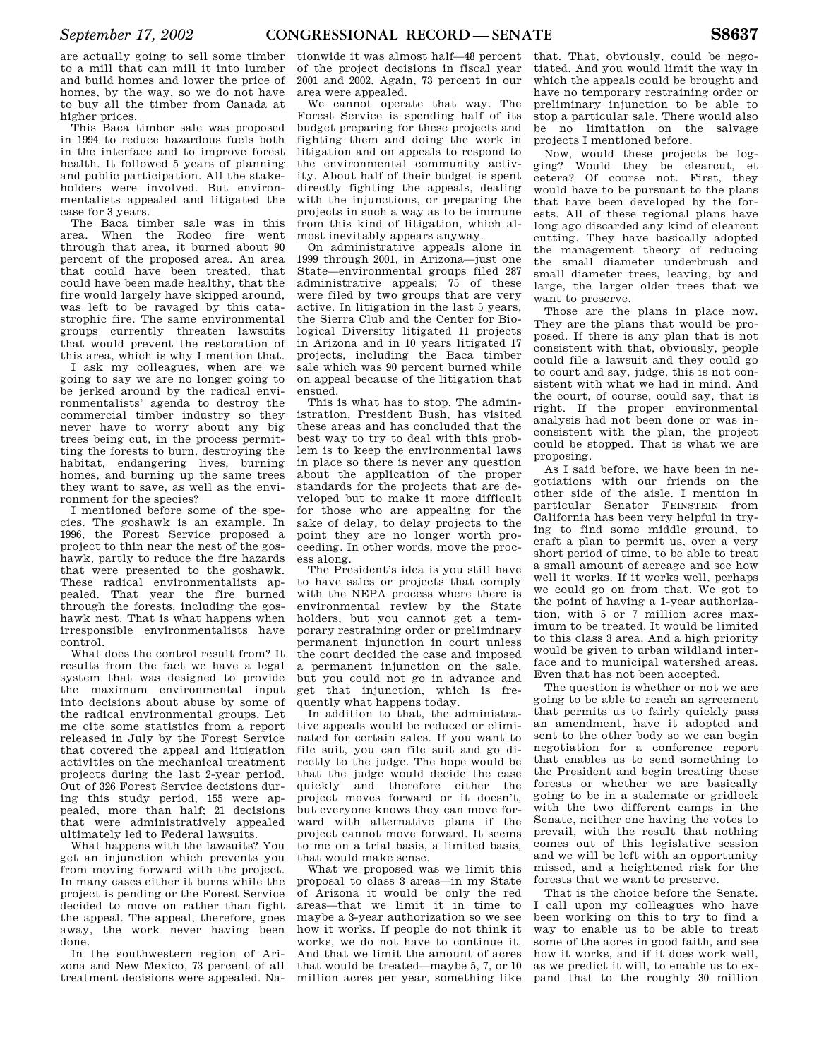are actually going to sell some timber to a mill that can mill it into lumber and build homes and lower the price of homes, by the way, so we do not have to buy all the timber from Canada at higher prices.

This Baca timber sale was proposed in 1994 to reduce hazardous fuels both in the interface and to improve forest health. It followed 5 years of planning and public participation. All the stakeholders were involved. But environmentalists appealed and litigated the case for 3 years.

The Baca timber sale was in this area. When the Rodeo fire went through that area, it burned about 90 percent of the proposed area. An area that could have been treated, that could have been made healthy, that the fire would largely have skipped around, was left to be ravaged by this catastrophic fire. The same environmental groups currently threaten lawsuits that would prevent the restoration of this area, which is why I mention that.

I ask my colleagues, when are we going to say we are no longer going to be jerked around by the radical environmentalists' agenda to destroy the commercial timber industry so they never have to worry about any big trees being cut, in the process permitting the forests to burn, destroying the habitat, endangering lives, burning homes, and burning up the same trees they want to save, as well as the environment for the species?

I mentioned before some of the species. The goshawk is an example. In 1996, the Forest Service proposed a project to thin near the nest of the goshawk, partly to reduce the fire hazards that were presented to the goshawk. These radical environmentalists appealed. That year the fire burned through the forests, including the goshawk nest. That is what happens when irresponsible environmentalists have control.

What does the control result from? It results from the fact we have a legal system that was designed to provide the maximum environmental input into decisions about abuse by some of the radical environmental groups. Let me cite some statistics from a report released in July by the Forest Service that covered the appeal and litigation activities on the mechanical treatment projects during the last 2-year period. Out of 326 Forest Service decisions during this study period, 155 were appealed, more than half; 21 decisions that were administratively appealed ultimately led to Federal lawsuits.

What happens with the lawsuits? You get an injunction which prevents you from moving forward with the project. In many cases either it burns while the project is pending or the Forest Service decided to move on rather than fight the appeal. The appeal, therefore, goes away, the work never having been done.

In the southwestern region of Arizona and New Mexico, 73 percent of all treatment decisions were appealed. Nationwide it was almost half—48 percent of the project decisions in fiscal year 2001 and 2002. Again, 73 percent in our area were appealed.

We cannot operate that way. The Forest Service is spending half of its budget preparing for these projects and fighting them and doing the work in litigation and on appeals to respond to the environmental community activity. About half of their budget is spent directly fighting the appeals, dealing with the injunctions, or preparing the projects in such a way as to be immune from this kind of litigation, which almost inevitably appears anyway.

On administrative appeals alone in 1999 through 2001, in Arizona—just one State—environmental groups filed 287 administrative appeals; 75 of these were filed by two groups that are very active. In litigation in the last 5 years, the Sierra Club and the Center for Biological Diversity litigated 11 projects in Arizona and in 10 years litigated 17 projects, including the Baca timber sale which was 90 percent burned while on appeal because of the litigation that ensued.

This is what has to stop. The administration, President Bush, has visited these areas and has concluded that the best way to try to deal with this problem is to keep the environmental laws in place so there is never any question about the application of the proper standards for the projects that are developed but to make it more difficult for those who are appealing for the sake of delay, to delay projects to the point they are no longer worth proceeding. In other words, move the process along.

The President's idea is you still have to have sales or projects that comply with the NEPA process where there is environmental review by the State holders, but you cannot get a temporary restraining order or preliminary permanent injunction in court unless the court decided the case and imposed a permanent injunction on the sale, but you could not go in advance and get that injunction, which is frequently what happens today.

In addition to that, the administrative appeals would be reduced or eliminated for certain sales. If you want to file suit, you can file suit and go directly to the judge. The hope would be that the judge would decide the case quickly and therefore either the project moves forward or it doesn't, but everyone knows they can move forward with alternative plans if the project cannot move forward. It seems to me on a trial basis, a limited basis, that would make sense.

What we proposed was we limit this proposal to class 3 areas—in my State of Arizona it would be only the red areas—that we limit it in time to maybe a 3-year authorization so we see how it works. If people do not think it works, we do not have to continue it. And that we limit the amount of acres that would be treated—maybe 5, 7, or 10 million acres per year, something like that. That, obviously, could be negotiated. And you would limit the way in which the appeals could be brought and have no temporary restraining order or preliminary injunction to be able to stop a particular sale. There would also be no limitation on the salvage projects I mentioned before.

Now, would these projects be logging? Would they be clearcut, et cetera? Of course not. First, they would have to be pursuant to the plans that have been developed by the forests. All of these regional plans have long ago discarded any kind of clearcut cutting. They have basically adopted the management theory of reducing the small diameter underbrush and small diameter trees, leaving, by and large, the larger older trees that we want to preserve.

Those are the plans in place now. They are the plans that would be proposed. If there is any plan that is not consistent with that, obviously, people could file a lawsuit and they could go to court and say, judge, this is not consistent with what we had in mind. And the court, of course, could say, that is right. If the proper environmental analysis had not been done or was inconsistent with the plan, the project could be stopped. That is what we are proposing.

As I said before, we have been in negotiations with our friends on the other side of the aisle. I mention in particular Senator FEINSTEIN from California has been very helpful in trying to find some middle ground, to craft a plan to permit us, over a very short period of time, to be able to treat a small amount of acreage and see how well it works. If it works well, perhaps we could go on from that. We got to the point of having a 1-year authorization, with 5 or 7 million acres maximum to be treated. It would be limited to this class 3 area. And a high priority would be given to urban wildland interface and to municipal watershed areas. Even that has not been accepted.

The question is whether or not we are going to be able to reach an agreement that permits us to fairly quickly pass an amendment, have it adopted and sent to the other body so we can begin negotiation for a conference report that enables us to send something to the President and begin treating these forests or whether we are basically going to be in a stalemate or gridlock with the two different camps in the Senate, neither one having the votes to prevail, with the result that nothing comes out of this legislative session and we will be left with an opportunity missed, and a heightened risk for the forests that we want to preserve.

That is the choice before the Senate. I call upon my colleagues who have been working on this to try to find a way to enable us to be able to treat some of the acres in good faith, and see how it works, and if it does work well, as we predict it will, to enable us to expand that to the roughly 30 million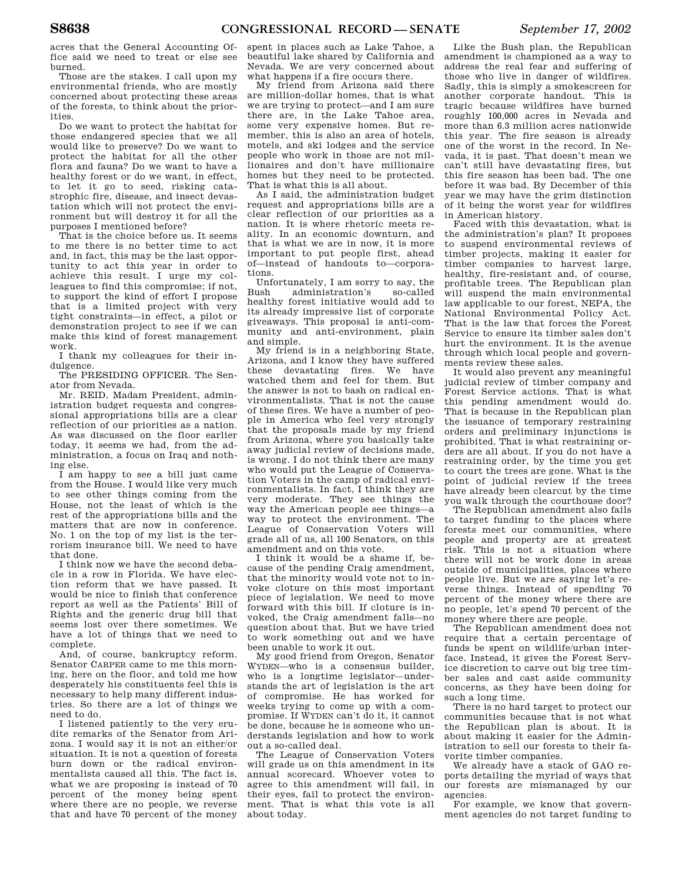acres that the General Accounting Office said we need to treat or else see burned.

Those are the stakes. I call upon my environmental friends, who are mostly concerned about protecting these areas of the forests, to think about the priorities.

Do we want to protect the habitat for those endangered species that we all would like to preserve? Do we want to protect the habitat for all the other flora and fauna? Do we want to have a healthy forest or do we want, in effect, to let it go to seed, risking catastrophic fire, disease, and insect devastation which will not protect the environment but will destroy it for all the purposes I mentioned before?

That is the choice before us. It seems to me there is no better time to act and, in fact, this may be the last opportunity to act this year in order to achieve this result. I urge my colleagues to find this compromise; if not, to support the kind of effort I propose that is a limited project with very tight constraints—in effect, a pilot or demonstration project to see if we can make this kind of forest management work.

I thank my colleagues for their indulgence.

The PRESIDING OFFICER. The Senator from Nevada.

Mr. REID. Madam President, administration budget requests and congressional appropriations bills are a clear reflection of our priorities as a nation. As was discussed on the floor earlier today, it seems we had, from the administration, a focus on Iraq and nothing else.

I am happy to see a bill just came from the House. I would like very much to see other things coming from the House, not the least of which is the rest of the appropriations bills and the matters that are now in conference. No. 1 on the top of my list is the terrorism insurance bill. We need to have that done.

I think now we have the second debacle in a row in Florida. We have election reform that we have passed. It would be nice to finish that conference report as well as the Patients' Bill of Rights and the generic drug bill that seems lost over there sometimes. We have a lot of things that we need to complete.

And, of course, bankruptcy reform. Senator CARPER came to me this morning, here on the floor, and told me how desperately his constituents feel this is necessary to help many different industries. So there are a lot of things we need to do.

I listened patiently to the very erudite remarks of the Senator from Arizona. I would say it is not an either/or situation. It is not a question of forests burn down or the radical environmentalists caused all this. The fact is, what we are proposing is instead of 70 percent of the money being spent where there are no people, we reverse that and have 70 percent of the money spent in places such as Lake Tahoe, a beautiful lake shared by California and Nevada. We are very concerned about what happens if a fire occurs there.

My friend from Arizona said there are million-dollar homes, that is what we are trying to protect—and I am sure there are, in the Lake Tahoe area, some very expensive homes. But remember, this is also an area of hotels, motels, and ski lodges and the service people who work in those are not millionaires and don't have millionaire homes but they need to be protected. That is what this is all about.

As I said, the administration budget request and appropriations bills are a clear reflection of our priorities as a nation. It is where rhetoric meets reality. In an economic downturn, and that is what we are in now, it is more important to put people first, ahead of—instead of handouts to—corporations.

Unfortunately, I am sorry to say, the Bush administration's so-called healthy forest initiative would add to its already impressive list of corporate giveaways. This proposal is anti-community and anti-environment, plain and simple.

My friend is in a neighboring State, Arizona, and I know they have suffered these devastating fires. We have watched them and feel for them. But the answer is not to bash on radical environmentalists. That is not the cause of these fires. We have a number of people in America who feel very strongly that the proposals made by my friend from Arizona, where you basically take away judicial review of decisions made, is wrong. I do not think there are many who would put the League of Conservation Voters in the camp of radical environmentalists. In fact, I think they are very moderate. They see things the way the American people see things—a way to protect the environment. The League of Conservation Voters will grade all of us, all 100 Senators, on this amendment and on this vote.

I think it would be a shame if, because of the pending Craig amendment, that the minority would vote not to invoke cloture on this most important piece of legislation. We need to move forward with this bill. If cloture is invoked, the Craig amendment falls—no question about that. But we have tried to work something out and we have been unable to work it out.

My good friend from Oregon, Senator WYDEN—who is a consensus builder, who is a longtime legislator—understands the art of legislation is the art of compromise. He has worked for weeks trying to come up with a compromise. If WYDEN can't do it, it cannot be done, because he is someone who understands legislation and how to work out a so-called deal.

The League of Conservation Voters will grade us on this amendment in its annual scorecard. Whoever votes to agree to this amendment will fail, in their eyes, fail to protect the environment. That is what this vote is all about today.

Like the Bush plan, the Republican amendment is championed as a way to address the real fear and suffering of those who live in danger of wildfires. Sadly, this is simply a smokescreen for another corporate handout. This is tragic because wildfires have burned roughly 100,000 acres in Nevada and more than 6.3 million acres nationwide this year. The fire season is already one of the worst in the record. In Nevada, it is past. That doesn't mean we can't still have devastating fires, but this fire season has been bad. The one before it was bad. By December of this year we may have the grim distinction of it being the worst year for wildfires in American history.

Faced with this devastation, what is the administration's plan? It proposes to suspend environmental reviews of timber projects, making it easier for timber companies to harvest large, healthy, fire-resistant and, of course, profitable trees. The Republican plan will suspend the main environmental law applicable to our forest, NEPA, the National Environmental Policy Act. That is the law that forces the Forest Service to ensure its timber sales don't hurt the environment. It is the avenue through which local people and governments review these sales.

It would also prevent any meaningful judicial review of timber company and Forest Service actions. That is what this pending amendment would do. That is because in the Republican plan the issuance of temporary restraining orders and preliminary injunctions is prohibited. That is what restraining orders are all about. If you do not have a restraining order, by the time you get to court the trees are gone. What is the point of judicial review if the trees have already been clearcut by the time you walk through the courthouse door?

The Republican amendment also fails to target funding to the places where forests meet our communities, where people and property are at greatest risk. This is not a situation where there will not be work done in areas outside of municipalities, places where people live. But we are saying let's reverse things. Instead of spending 70 percent of the money where there are no people, let's spend 70 percent of the money where there are people.

The Republican amendment does not require that a certain percentage of funds be spent on wildlife/urban interface. Instead, it gives the Forest Service discretion to carve out big tree timber sales and cast aside community concerns, as they have been doing for such a long time.

There is no hard target to protect our communities because that is not what the Republican plan is about. It is about making it easier for the Administration to sell our forests to their favorite timber companies.

We already have a stack of GAO reports detailing the myriad of ways that our forests are mismanaged by our agencies.

For example, we know that government agencies do not target funding to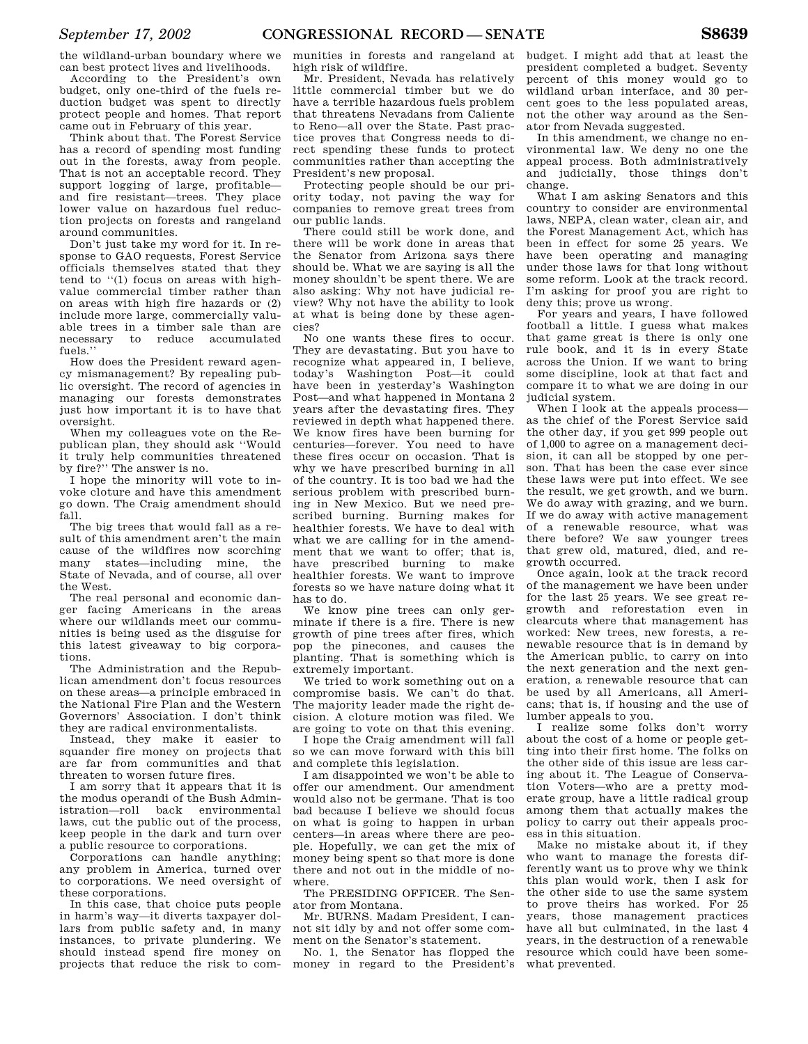the wildland-urban boundary where we can best protect lives and livelihoods.

According to the President's own budget, only one-third of the fuels reduction budget was spent to directly protect people and homes. That report came out in February of this year.

Think about that. The Forest Service has a record of spending most funding out in the forests, away from people. That is not an acceptable record. They support logging of large, profitable—and fire resistant—trees. They place lower value on hazardous fuel reduction projects on forests and rangeland around communities.

Don't just take my word for it. In response to GAO requests, Forest Service officials themselves stated that they tend to "(1) focus on areas with high-value commercial timber rather than on areas with high fire hazards or (2) include more large, commercially valuable trees in a timber sale than are necessary to reduce accumulated fuels."

How does the President reward agency mismanagement? By repealing public oversight. The record of agencies in managing our forests demonstrates just how important it is to have that oversight.

When my colleagues vote on the Republican plan, they should ask "Would it truly help communities threatened by fire?" The answer is no.

I hope the minority will vote to invoke cloture and have this amendment go down. The Craig amendment should fall.

The big trees that would fall as a result of this amendment aren't the main cause of the wildfires now scorching many states—including mine, the State of Nevada, and of course, all over the West.

The real personal and economic danger facing Americans in the areas where our wildlands meet our communities is being used as the disguise for this latest giveaway to big corporations.

The Administration and the Republican amendment don't focus resources on these areas—a principle embraced in the National Fire Plan and the Western Governors' Association. I don't think they are radical environmentalists.

Instead, they make it easier to squander fire money on projects that are far from communities and that threaten to worsen future fires.

I am sorry that it appears that it is the modus operandi of the Bush Administration—roll back environmental laws, cut the public out of the process, keep people in the dark and turn over a public resource to corporations.

Corporations can handle anything; any problem in America, turned over to corporations. We need oversight of these corporations.

In this case, that choice puts people in harm's way—it diverts taxpayer dollars from public safety and, in many instances, to private plundering. We should instead spend fire money on projects that reduce the risk to communities in forests and rangeland at high risk of wildfire.

Mr. President, Nevada has relatively little commercial timber but we do have a terrible hazardous fuels problem that threatens Nevadans from Caliente to Reno—all over the State. Past practice proves that Congress needs to direct spending these funds to protect communities rather than accepting the President's new proposal.

Protecting people should be our priority today, not paving the way for companies to remove great trees from our public lands.

There could still be work done, and there will be work done in areas that the Senator from Arizona says there should be. What we are saying is all the money shouldn't be spent there. We are also asking: Why not have judicial review? Why not have the ability to look at what is being done by these agencies?

No one wants these fires to occur. They are devastating. But you have to recognize what appeared in, I believe, today's Washington Post—it could have been in yesterday's Washington Post—and what happened in Montana 2 years after the devastating fires. They reviewed in depth what happened there. We know fires have been burning for centuries—forever. You need to have these fires occur on occasion. That is why we have prescribed burning in all of the country. It is too bad we had the serious problem with prescribed burning in New Mexico. But we need prescribed burning. Burning makes for healthier forests. We have to deal with what we are calling for in the amendment that we want to offer; that is, have prescribed burning to make healthier forests. We want to improve forests so we have nature doing what it has to do.

We know pine trees can only germinate if there is a fire. There is new growth of pine trees after fires, which pop the pinecones, and causes the planting. That is something which is extremely important.

We tried to work something out on a compromise basis. We can't do that. The majority leader made the right decision. A cloture motion was filed. We are going to vote on that this evening.

I hope the Craig amendment will fall so we can move forward with this bill and complete this legislation.

I am disappointed we won't be able to offer our amendment. Our amendment would also not be germane. That is too bad because I believe we should focus on what is going to happen in urban centers—in areas where there are people. Hopefully, we can get the mix of money being spent so that more is done there and not out in the middle of nowhere.

The PRESIDING OFFICER. The Senator from Montana.

Mr. BURNS. Madam President, I cannot sit idly by and not offer some comment on the Senator's statement.

No. 1, the Senator has flopped the money in regard to the President's budget. I might add that at least the president completed a budget. Seventy percent of this money would go to wildland urban interface, and 30 percent goes to the less populated areas, not the other way around as the Senator from Nevada suggested.

In this amendment, we change no environmental law. We deny no one the appeal process. Both administratively and judicially, those things don't change.

What I am asking Senators and this country to consider are environmental laws, NEPA, clean water, clean air, and the Forest Management Act, which has been in effect for some 25 years. We have been operating and managing under those laws for that long without some reform. Look at the track record. I'm asking for proof you are right to deny this; prove us wrong.

For years and years, I have followed football a little. I guess what makes that game great is there is only one rule book, and it is in every State across the Union. If we want to bring some discipline, look at that fact and compare it to what we are doing in our judicial system.

When I look at the appeals process—as the chief of the Forest Service said the other day, if you get 999 people out of 1,000 to agree on a management decision, it can all be stopped by one person. That has been the case ever since these laws were put into effect. We see the result, we get growth, and we burn. We do away with grazing, and we burn. If we do away with active management of a renewable resource, what was there before? We saw younger trees that grew old, matured, died, and regrowth occurred.

Once again, look at the track record of the management we have been under for the last 25 years. We see great regrowth and reforestation even in clearcuts where that management has worked: New trees, new forests, a renewable resource that is in demand by the American public, to carry on into the next generation and the next generation, a renewable resource that can be used by all Americans, all Americans; that is, if housing and the use of lumber appeals to you.

I realize some folks don't worry about the cost of a home or people getting into their first home. The folks on the other side of this issue are less caring about it. The League of Conservation Voters—who are a pretty moderate group, have a little radical group among them that actually makes the policy to carry out their appeals process in this situation.

Make no mistake about it, if they who want to manage the forests differently want us to prove why we think this plan would work, then I ask for the other side to use the same system to prove theirs has worked. For 25 years, those management practices have all but culminated, in the last 4 years, in the destruction of a renewable resource which could have been somewhat prevented.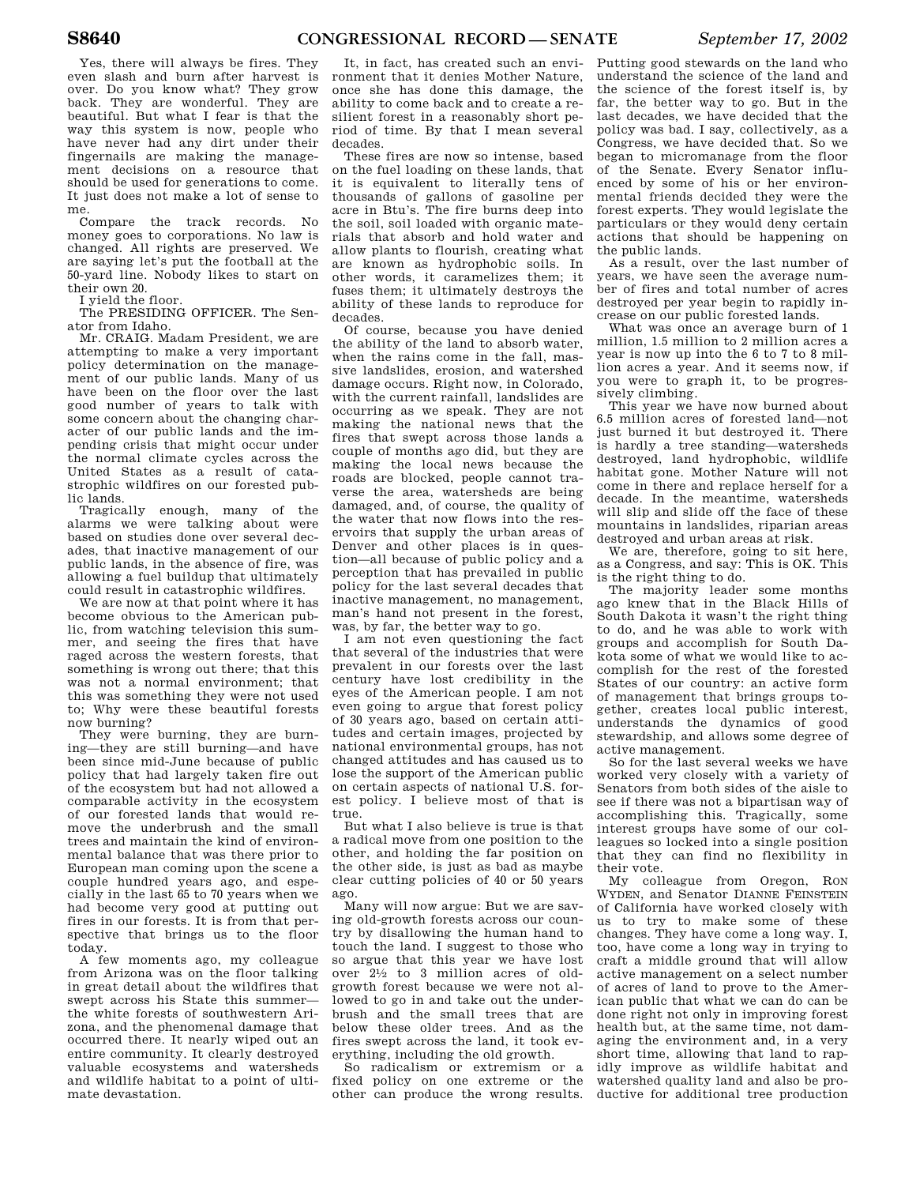Yes, there will always be fires. They even slash and burn after harvest is over. Do you know what? They grow back. They are wonderful. They are beautiful. But what I fear is that the way this system is now, people who have never had any dirt under their fingernails are making the management decisions on a resource that should be used for generations to come. It just does not make a lot of sense to me.

Compare the track records. No money goes to corporations. No law is changed. All rights are preserved. We are saying let's put the football at the 50-yard line. Nobody likes to start on their own 20.

I yield the floor.

The PRESIDING OFFICER. The Senator from Idaho.

Mr. CRAIG. Madam President, we are attempting to make a very important policy determination on the management of our public lands. Many of us have been on the floor over the last good number of years to talk with some concern about the changing character of our public lands and the impending crisis that might occur under the normal climate cycles across the United States as a result of catastrophic wildfires on our forested public lands.

Tragically enough, many of the alarms we were talking about were based on studies done over several decades, that inactive management of our public lands, in the absence of fire, was allowing a fuel buildup that ultimately could result in catastrophic wildfires.

We are now at that point where it has become obvious to the American public, from watching television this summer, and seeing the fires that have raged across the western forests, that something is wrong out there; that this was not a normal environment; that this was something they were not used to; Why were these beautiful forests now burning?

They were burning, they are burning—they are still burning—and have been since mid-June because of public policy that had largely taken fire out of the ecosystem but had not allowed a comparable activity in the ecosystem of our forested lands that would remove the underbrush and the small trees and maintain the kind of environmental balance that was there prior to European man coming upon the scene a couple hundred years ago, and especially in the last 65 to 70 years when we had become very good at putting out fires in our forests. It is from that perspective that brings us to the floor today.

A few moments ago, my colleague from Arizona was on the floor talking in great detail about the wildfires that swept across his State this summer—the white forests of southwestern Arizona, and the phenomenal damage that occurred there. It nearly wiped out an entire community. It clearly destroyed valuable ecosystems and watersheds and wildlife habitat to a point of ultimate devastation.

It, in fact, has created such an environment that it denies Mother Nature, once she has done this damage, the ability to come back and to create a resilient forest in a reasonably short period of time. By that I mean several decades.

These fires are now so intense, based on the fuel loading on these lands, that it is equivalent to literally tens of thousands of gallons of gasoline per acre in Btu's. The fire burns deep into the soil, soil loaded with organic materials that absorb and hold water and allow plants to flourish, creating what are known as hydrophobic soils. In other words, it caramelizes them; it fuses them; it ultimately destroys the ability of these lands to reproduce for decades.

Of course, because you have denied the ability of the land to absorb water, when the rains come in the fall, massive landslides, erosion, and watershed damage occurs. Right now, in Colorado, with the current rainfall, landslides are occurring as we speak. They are not making the national news that the fires that swept across those lands a couple of months ago did, but they are making the local news because the roads are blocked, people cannot traverse the area, watersheds are being damaged, and, of course, the quality of the water that now flows into the reservoirs that supply the urban areas of Denver and other places is in question—all because of public policy and a perception that has prevailed in public policy for the last several decades that inactive management, no management, man's hand not present in the forest, was, by far, the better way to go.

I am not even questioning the fact that several of the industries that were prevalent in our forests over the last century have lost credibility in the eyes of the American people. I am not even going to argue that forest policy of 30 years ago, based on certain attitudes and certain images, projected by national environmental groups, has not changed attitudes and has caused us to lose the support of the American public on certain aspects of national U.S. forest policy. I believe most of that is true.

But what I also believe is true is that a radical move from one position to the other, and holding the far position on the other side, is just as bad as maybe clear cutting policies of 40 or 50 years ago.

Many will now argue: But we are saving old-growth forests across our country by disallowing the human hand to touch the land. I suggest to those who so argue that this year we have lost over 2½ to 3 million acres of old-growth forest because we were not allowed to go in and take out the underbrush and the small trees that are below these older trees. And as the fires swept across the land, it took everything, including the old growth.

So radicalism or extremism or a fixed policy on one extreme or the other can produce the wrong results. Putting good stewards on the land who understand the science of the land and the science of the forest itself is, by far, the better way to go. But in the last decades, we have decided that the policy was bad. I say, collectively, as a Congress, we have decided that. So we began to micromanage from the floor of the Senate. Every Senator influenced by some of his or her environmental friends decided they were the forest experts. They would legislate the particulars or they would deny certain actions that should be happening on the public lands.

As a result, over the last number of years, we have seen the average number of fires and total number of acres destroyed per year begin to rapidly increase on our public forested lands.

What was once an average burn of 1 million, 1.5 million to 2 million acres a year is now up into the 6 to 7 to 8 million acres a year. And it seems now, if you were to graph it, to be progressively climbing.

This year we have now burned about 6.5 million acres of forested land—not just burned it but destroyed it. There is hardly a tree standing—watersheds destroyed, land hydrophobic, wildlife habitat gone. Mother Nature will not come in there and replace herself for a decade. In the meantime, watersheds will slip and slide off the face of these mountains in landslides, riparian areas destroyed and urban areas at risk.

We are, therefore, going to sit here, as a Congress, and say: This is OK. This is the right thing to do.

The majority leader some months ago knew that in the Black Hills of South Dakota it wasn't the right thing to do, and he was able to work with groups and accomplish for South Dakota some of what we would like to accomplish for the rest of the forested States of our country: an active form of management that brings groups together, creates local public interest, understands the dynamics of good stewardship, and allows some degree of active management.

So for the last several weeks we have worked very closely with a variety of Senators from both sides of the aisle to see if there was not a bipartisan way of accomplishing this. Tragically, some interest groups have some of our colleagues so locked into a single position that they can find no flexibility in their vote.

My colleague from Oregon, RON WYDEN, and Senator DIANNE FEINSTEIN of California have worked closely with us to try to make some of these changes. They have come a long way. I, too, have come a long way in trying to craft a middle ground that will allow active management on a select number of acres of land to prove to the American public that what we can do can be done right not only in improving forest health but, at the same time, not damaging the environment and, in a very short time, allowing that land to rapidly improve as wildlife habitat and watershed quality land and also be productive for additional tree production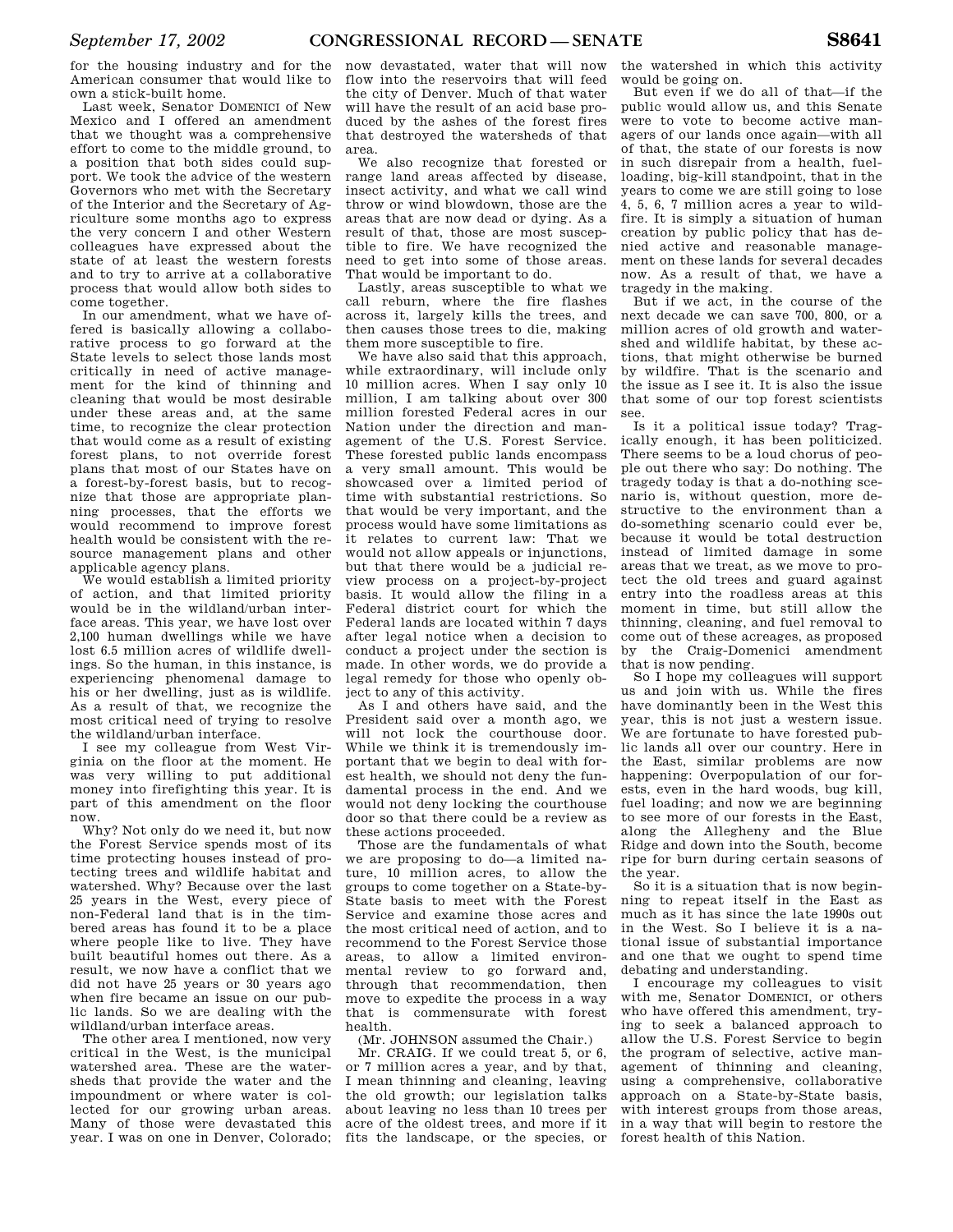for the housing industry and for the American consumer that would like to own a stick-built home.

Last week, Senator DOMENICI of New Mexico and I offered an amendment that we thought was a comprehensive effort to come to the middle ground, to a position that both sides could support. We took the advice of the western Governors who met with the Secretary of the Interior and the Secretary of Agriculture some months ago to express the very concern I and other Western colleagues have expressed about the state of at least the western forests and to try to arrive at a collaborative process that would allow both sides to come together.

In our amendment, what we have offered is basically allowing a collaborative process to go forward at the State levels to select those lands most critically in need of active management for the kind of thinning and cleaning that would be most desirable under these areas and, at the same time, to recognize the clear protection that would come as a result of existing forest plans, to not override forest plans that most of our States have on a forest-by-forest basis, but to recognize that those are appropriate planning processes, that the efforts we would recommend to improve forest health would be consistent with the resource management plans and other applicable agency plans.

We would establish a limited priority of action, and that limited priority would be in the wildland/urban interface areas. This year, we have lost over 2,100 human dwellings while we have lost 6.5 million acres of wildlife dwellings. So the human, in this instance, is experiencing phenomenal damage to his or her dwelling, just as is wildlife. As a result of that, we recognize the most critical need of trying to resolve the wildland/urban interface.

I see my colleague from West Virginia on the floor at the moment. He was very willing to put additional money into firefighting this year. It is part of this amendment on the floor now.

Why? Not only do we need it, but now the Forest Service spends most of its time protecting houses instead of protecting trees and wildlife habitat and watershed. Why? Because over the last 25 years in the West, every piece of non-Federal land that is in the timbered areas has found it to be a place where people like to live. They have built beautiful homes out there. As a result, we now have a conflict that we did not have 25 years or 30 years ago when fire became an issue on our public lands. So we are dealing with the wildland/urban interface areas.

The other area I mentioned, now very critical in the West, is the municipal watershed area. These are the watersheds that provide the water and the impoundment or where water is collected for our growing urban areas. Many of those were devastated this year. I was on one in Denver, Colorado; now devastated, water that will now flow into the reservoirs that will feed the city of Denver. Much of that water will have the result of an acid base produced by the ashes of the forest fires that destroyed the watersheds of that area.

We also recognize that forested or range land areas affected by disease, insect activity, and what we call wind throw or wind blowdown, those are the areas that are now dead or dying. As a result of that, those are most susceptible to fire. We have recognized the need to get into some of those areas. That would be important to do.

Lastly, areas susceptible to what we call reburn, where the fire flashes across it, largely kills the trees, and then causes those trees to die, making them more susceptible to fire.

We have also said that this approach, while extraordinary, will include only 10 million acres. When I say only 10 million, I am talking about over 300 million forested Federal acres in our Nation under the direction and management of the U.S. Forest Service. These forested public lands encompass a very small amount. This would be showcased over a limited period of time with substantial restrictions. So that would be very important, and the process would have some limitations as it relates to current law: That we would not allow appeals or injunctions, but that there would be a judicial review process on a project-by-project basis. It would allow the filing in a Federal district court for which the Federal lands are located within 7 days after legal notice when a decision to conduct a project under the section is made. In other words, we do provide a legal remedy for those who openly object to any of this activity.

As I and others have said, and the President said over a month ago, we will not lock the courthouse door. While we think it is tremendously important that we begin to deal with forest health, we should not deny the fundamental process in the end. And we would not deny locking the courthouse door so that there could be a review as these actions proceeded.

Those are the fundamentals of what we are proposing to do—a limited nature, 10 million acres, to allow the groups to come together on a State-by-State basis to meet with the Forest Service and examine those acres and the most critical need of action, and to recommend to the Forest Service those areas, to allow a limited environmental review to go forward and, through that recommendation, then move to expedite the process in a way that is commensurate with forest health.

(Mr. JOHNSON assumed the Chair.)

Mr. CRAIG. If we could treat 5, or 6, or 7 million acres a year, and by that, I mean thinning and cleaning, leaving the old growth; our legislation talks about leaving no less than 10 trees per acre of the oldest trees, and more if it fits the landscape, or the species, or the watershed in which this activity would be going on.

But even if we do all of that—if the public would allow us, and this Senate were to vote to become active managers of our lands once again—with all of that, the state of our forests is now in such disrepair from a health, fuel-loading, big-kill standpoint, that in the years to come we are still going to lose 4, 5, 6, 7 million acres a year to wildfire. It is simply a situation of human creation by public policy that has denied active and reasonable management on these lands for several decades now. As a result of that, we have a tragedy in the making.

But if we act, in the course of the next decade we can save 700, 800, or a million acres of old growth and watershed and wildlife habitat, by these actions, that might otherwise be burned by wildfire. That is the scenario and the issue as I see it. It is also the issue that some of our top forest scientists see.

Is it a political issue today? Tragically enough, it has been politicized. There seems to be a loud chorus of people out there who say: Do nothing. The tragedy today is that a do-nothing scenario is, without question, more destructive to the environment than a do-something scenario could ever be, because it would be total destruction instead of limited damage in some areas that we treat, as we move to protect the old trees and guard against entry into the roadless areas at this moment in time, but still allow the thinning, cleaning, and fuel removal to come out of these acreages, as proposed by the Craig-Domenici amendment that is now pending.

So I hope my colleagues will support us and join with us. While the fires have dominantly been in the West this year, this is not just a western issue. We are fortunate to have forested public lands all over our country. Here in the East, similar problems are now happening: Overpopulation of our forests, even in the hard woods, bug kill, fuel loading; and now we are beginning to see more of our forests in the East, along the Allegheny and the Blue Ridge and down into the South, become ripe for burn during certain seasons of the year.

So it is a situation that is now beginning to repeat itself in the East as much as it has since the late 1990s out in the West. So I believe it is a national issue of substantial importance and one that we ought to spend time debating and understanding.

I encourage my colleagues to visit with me, Senator DOMENICI, or others who have offered this amendment, trying to seek a balanced approach to allow the U.S. Forest Service to begin the program of selective, active management of thinning and cleaning, using a comprehensive, collaborative approach on a State-by-State basis, with interest groups from those areas, in a way that will begin to restore the forest health of this Nation.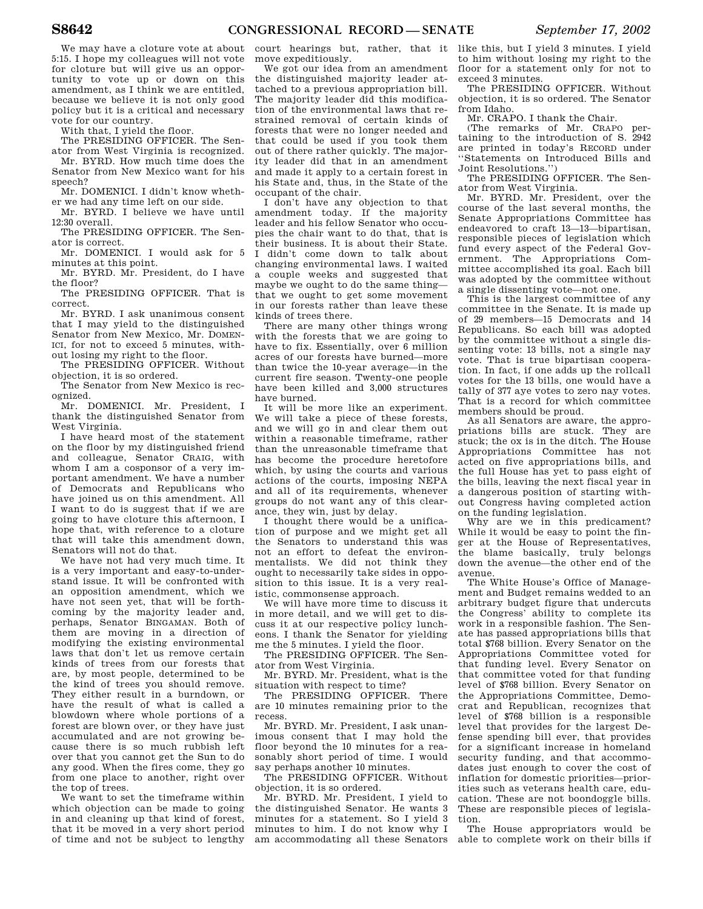We may have a cloture vote at about 5:15. I hope my colleagues will not vote for cloture but will give us an opportunity to vote up or down on this amendment, as I think we are entitled, because we believe it is not only good policy but it is a critical and necessary vote for our country.

With that, I yield the floor.

The PRESIDING OFFICER. The Senator from West Virginia is recognized.

Mr. BYRD. How much time does the Senator from New Mexico want for his speech?

Mr. DOMENICI. I didn't know whether we had any time left on our side.

Mr. BYRD. I believe we have until 12:30 overall.

The PRESIDING OFFICER. The Senator is correct.

Mr. DOMENICI. I would ask for 5 minutes at this point.

Mr. BYRD. Mr. President, do I have the floor?

The PRESIDING OFFICER. That is correct.

Mr. BYRD. I ask unanimous consent that I may yield to the distinguished Senator from New Mexico, Mr. DOMENICI, for not to exceed 5 minutes, without losing my right to the floor.

The PRESIDING OFFICER. Without objection, it is so ordered.

The Senator from New Mexico is recognized.

Mr. DOMENICI. Mr. President, I thank the distinguished Senator from West Virginia.

I have heard most of the statement on the floor by my distinguished friend and colleague, Senator CRAIG, with whom I am a cosponsor of a very important amendment. We have a number of Democrats and Republicans who have joined us on this amendment. All I want to do is suggest that if we are going to have cloture this afternoon, I hope that, with reference to a cloture that will take this amendment down, Senators will not do that.

We have not had very much time. It is a very important and easy-to-understand issue. It will be confronted with an opposition amendment, which we have not seen yet, that will be forthcoming by the majority leader and, perhaps, Senator BINGAMAN. Both of them are moving in a direction of modifying the existing environmental laws that don't let us remove certain kinds of trees from our forests that are, by most people, determined to be the kind of trees you should remove. They either result in a burndown, or have the result of what is called a blowdown where whole portions of a forest are blown over, or they have just accumulated and are not growing because there is so much rubbish left over that you cannot get the Sun to do any good. When the fires come, they go from one place to another, right over the top of trees.

We want to set the timeframe within which objection can be made to going in and cleaning up that kind of forest, that it be moved in a very short period of time and not be subject to lengthy court hearings but, rather, that it move expeditiously.

We got our idea from an amendment the distinguished majority leader attached to a previous appropriation bill. The majority leader did this modification of the environmental laws that restrained removal of certain kinds of forests that were no longer needed and that could be used if you took them out of there rather quickly. The majority leader did that in an amendment and made it apply to a certain forest in his State and, thus, in the State of the occupant of the chair.

I don't have any objection to that amendment today. If the majority leader and his fellow Senator who occupies the chair want to do that, that is their business. It is about their State. I didn't come down to talk about changing environmental laws. I waited a couple weeks and suggested that maybe we ought to do the same thing—that we ought to get some movement in our forests rather than leave these kinds of trees there.

There are many other things wrong with the forests that we are going to have to fix. Essentially, over 6 million acres of our forests have burned—more than twice the 10-year average—in the current fire season. Twenty-one people have been killed and 3,000 structures have burned.

It will be more like an experiment. We will take a piece of these forests, and we will go in and clear them out within a reasonable timeframe, rather than the unreasonable timeframe that has become the procedure heretofore which, by using the courts and various actions of the courts, imposing NEPA and all of its requirements, whenever groups do not want any of this clearance, they win, just by delay.

I thought there would be a unification of purpose and we might get all the Senators to understand this was not an effort to defeat the environmentalists. We did not think they ought to necessarily take sides in opposition to this issue. It is a very realistic, commonsense approach.

We will have more time to discuss it in more detail, and we will get to discuss it at our respective policy luncheons. I thank the Senator for yielding me the 5 minutes. I yield the floor.

The PRESIDING OFFICER. The Senator from West Virginia.

Mr. BYRD. Mr. President, what is the situation with respect to time?

The PRESIDING OFFICER. There are 10 minutes remaining prior to the recess.

Mr. BYRD. Mr. President, I ask unanimous consent that I may hold the floor beyond the 10 minutes for a reasonably short period of time. I would say perhaps another 10 minutes.

The PRESIDING OFFICER. Without objection, it is so ordered.

Mr. BYRD. Mr. President, I yield to the distinguished Senator. He wants 3 minutes for a statement. So I yield 3 minutes to him. I do not know why I am accommodating all these Senators like this, but I yield 3 minutes. I yield to him without losing my right to the floor for a statement only for not to exceed 3 minutes.

The PRESIDING OFFICER. Without objection, it is so ordered. The Senator from Idaho.

Mr. CRAPO. I thank the Chair.

(The remarks of Mr. CRAPO pertaining to the introduction of S. 2942 are printed in today's RECORD under "Statements on Introduced Bills and Joint Resolutions.")

The PRESIDING OFFICER. The Senator from West Virginia.

Mr. BYRD. Mr. President, over the course of the last several months, the Senate Appropriations Committee has endeavored to craft 13—13—bipartisan, responsible pieces of legislation which fund every aspect of the Federal Government. The Appropriations Committee accomplished its goal. Each bill was adopted by the committee without a single dissenting vote—not one.

This is the largest committee of any committee in the Senate. It is made up of 29 members—15 Democrats and 14 Republicans. So each bill was adopted by the committee without a single dissenting vote: 13 bills, not a single nay vote. That is true bipartisan cooperation. In fact, if one adds up the rollcall votes for the 13 bills, one would have a tally of 377 aye votes to zero nay votes. That is a record for which committee members should be proud.

As all Senators are aware, the appropriations bills are stuck. They are stuck; the ox is in the ditch. The House Appropriations Committee has not acted on five appropriations bills, and the full House has yet to pass eight of the bills, leaving the next fiscal year in a dangerous position of starting without Congress having completed action on the funding legislation.

Why are we in this predicament? While it would be easy to point the finger at the House of Representatives, the blame basically, truly belongs down the avenue—the other end of the avenue.

The White House's Office of Management and Budget remains wedded to an arbitrary budget figure that undercuts the Congress' ability to complete its work in a responsible fashion. The Senate has passed appropriations bills that total $768 billion. Every Senator on the Appropriations Committee voted for that funding level. Every Senator on that committee voted for that funding level of $768 billion. Every Senator on the Appropriations Committee, Democrat and Republican, recognizes that level of $768 billion is a responsible level that provides for the largest Defense spending bill ever, that provides for a significant increase in homeland security funding, and that accommodates just enough to cover the cost of inflation for domestic priorities—priorities such as veterans health care, education. These are not boondoggle bills. These are responsible pieces of legislation.

The House appropriators would be able to complete work on their bills if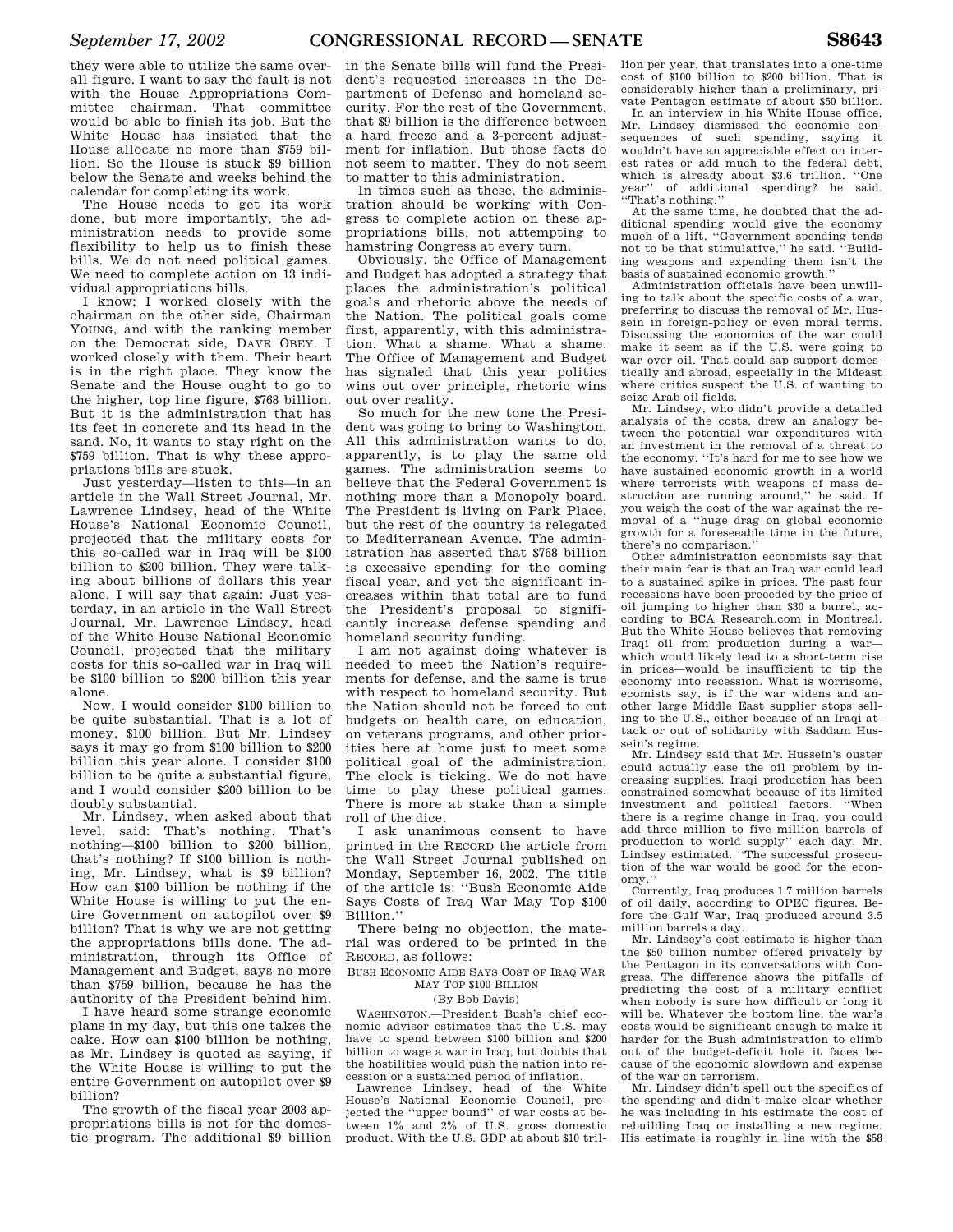they were able to utilize the same overall figure. I want to say the fault is not with the House Appropriations Committee chairman. That committee would be able to finish its job. But the White House has insisted that the House allocate no more than $759 billion. So the House is stuck $9 billion below the Senate and weeks behind the calendar for completing its work.

The House needs to get its work done, but more importantly, the administration needs to provide some flexibility to help us to finish these bills. We do not need political games. We need to complete action on 13 individual appropriations bills.

I know; I worked closely with the chairman on the other side, Chairman YOUNG, and with the ranking member on the Democrat side, DAVE OBEY. I worked closely with them. Their heart is in the right place. They know the Senate and the House ought to go to the higher, top line figure, $768 billion. But it is the administration that has its feet in concrete and its head in the sand. No, it wants to stay right on the $759 billion. That is why these appropriations bills are stuck.

Just yesterday—listen to this—in an article in the Wall Street Journal, Mr. Lawrence Lindsey, head of the White House's National Economic Council, projected that the military costs for this so-called war in Iraq will be $100 billion to $200 billion. They were talking about billions of dollars this year alone. I will say that again: Just yesterday, in an article in the Wall Street Journal, Mr. Lawrence Lindsey, head of the White House National Economic Council, projected that the military costs for this so-called war in Iraq will be $100 billion to $200 billion this year alone.

Now, I would consider $100 billion to be quite substantial. That is a lot of money, $100 billion. But Mr. Lindsey says it may go from $100 billion to $200 billion this year alone. I consider $100 billion to be quite a substantial figure, and I would consider $200 billion to be doubly substantial.

Mr. Lindsey, when asked about that level, said: That's nothing. That's nothing—$100 billion to $200 billion, that's nothing? If $100 billion is nothing, Mr. Lindsey, what is $9 billion? How can $100 billion be nothing if the White House is willing to put the entire Government on autopilot over $9 billion? That is why we are not getting the appropriations bills done. The administration, through its Office of Management and Budget, says no more than $759 billion, because he has the authority of the President behind him.

I have heard some strange economic plans in my day, but this one takes the cake. How can $100 billion be nothing, as Mr. Lindsey is quoted as saying, if the White House is willing to put the entire Government on autopilot over $9 billion?

The growth of the fiscal year 2003 appropriations bills is not for the domestic program. The additional $9 billion in the Senate bills will fund the President's requested increases in the Department of Defense and homeland security. For the rest of the Government, that $9 billion is the difference between a hard freeze and a 3-percent adjustment for inflation. But those facts do not seem to matter. They do not seem to matter to this administration.

In times such as these, the administration should be working with Congress to complete action on these appropriations bills, not attempting to hamstring Congress at every turn.

Obviously, the Office of Management and Budget has adopted a strategy that places the administration's political goals and rhetoric above the needs of the Nation. The political goals come first, apparently, with this administration. What a shame. What a shame. The Office of Management and Budget has signaled that this year politics wins out over principle, rhetoric wins out over reality.

So much for the new tone the President was going to bring to Washington. All this administration wants to do, apparently, is to play the same old games. The administration seems to believe that the Federal Government is nothing more than a Monopoly board. The President is living on Park Place, but the rest of the country is relegated to Mediterranean Avenue. The administration has asserted that $768 billion is excessive spending for the coming fiscal year, and yet the significant increases within that total are to fund the President's proposal to significantly increase defense spending and homeland security funding.

I am not against doing whatever is needed to meet the Nation's requirements for defense, and the same is true with respect to homeland security. But the Nation should not be forced to cut budgets on health care, on education, on veterans programs, and other priorities here at home just to meet some political goal of the administration. The clock is ticking. We do not have time to play these political games. There is more at stake than a simple roll of the dice.

I ask unanimous consent to have printed in the RECORD the article from the Wall Street Journal published on Monday, September 16, 2002. The title of the article is: "Bush Economic Aide Says Costs of Iraq War May Top $100 Billion."

There being no objection, the material was ordered to be printed in the RECORD, as follows:

BUSH ECONOMIC AIDE SAYS COST OF IRAQ WAR MAY TOP $100 BILLION

(By Bob Davis)

WASHINGTON.—President Bush's chief economic advisor estimates that the U.S. may have to spend between $100 billion and $200 billion to wage a war in Iraq, but doubts that the hostilities would push the nation into recession or a sustained period of inflation.

Lawrence Lindsey, head of the White House's National Economic Council, projected the "upper bound" of war costs at between 1% and 2% of U.S. gross domestic product. With the U.S. GDP at about $10 trillion per year, that translates into a one-time cost of $100 billion to $200 billion. That is considerably higher than a preliminary, private Pentagon estimate of about $50 billion.

In an interview in his White House office, Mr. Lindsey dismissed the economic consequences of such spending, saying it wouldn't have an appreciable effect on interest rates or add much to the federal debt, which is already about $3.6 trillion. "One year" of additional spending? he said. "That's nothing."

At the same time, he doubted that the additional spending would give the economy much of a lift. "Government spending tends not to be that stimulative," he said. "Building weapons and expending them isn't the basis of sustained economic growth."

Administration officials have been unwilling to talk about the specific costs of a war, preferring to discuss the removal of Mr. Hussein in foreign-policy or even moral terms. Discussing the economics of the war could make it seem as if the U.S. were going to war over oil. That could sap support domestically and abroad, especially in the Mideast where critics suspect the U.S. of wanting to seize Arab oil fields.

Mr. Lindsey, who didn't provide a detailed analysis of the costs, drew an analogy between the potential war expenditures with an investment in the removal of a threat to the economy. "It's hard for me to see how we have sustained economic growth in a world where terrorists with weapons of mass destruction are running around," he said. If you weigh the cost of the war against the removal of a "huge drag on global economic growth for a foreseeable time in the future, there's no comparison."

Other administration economists say that their main fear is that an Iraq war could lead to a sustained spike in prices. The past four recessions have been preceded by the price of oil jumping to higher than $30 a barrel, according to BCA Research.com in Montreal. But the White House believes that removing Iraqi oil from production during a war—which would likely lead to a short-term rise in prices—would be insufficient to tip the economy into recession. What is worrisome, ecomists say, is if the war widens and another large Middle East supplier stops selling to the U.S., either because of an Iraqi attack or out of solidarity with Saddam Hussein's regime.

Mr. Lindsey said that Mr. Hussein's ouster could actually ease the oil problem by increasing supplies. Iraqi production has been constrained somewhat because of its limited investment and political factors. "When there is a regime change in Iraq, you could add three million to five million barrels of production to world supply" each day, Mr. Lindsey estimated. "The successful prosecution of the war would be good for the economy."

Currently, Iraq produces 1.7 million barrels of oil daily, according to OPEC figures. Before the Gulf War, Iraq produced around 3.5 million barrels a day.

Mr. Lindsey's cost estimate is higher than the $50 billion number offered privately by the Pentagon in its conversations with Congress. The difference shows the pitfalls of predicting the cost of a military conflict when nobody is sure how difficult or long it will be. Whatever the bottom line, the war's costs would be significant enough to make it harder for the Bush administration to climb out of the budget-deficit hole it faces because of the economic slowdown and expense of the war on terrorism.

Mr. Lindsey didn't spell out the specifics of the spending and didn't make clear whether he was including in his estimate the cost of rebuilding Iraq or installing a new regime. His estimate is roughly in line with the $58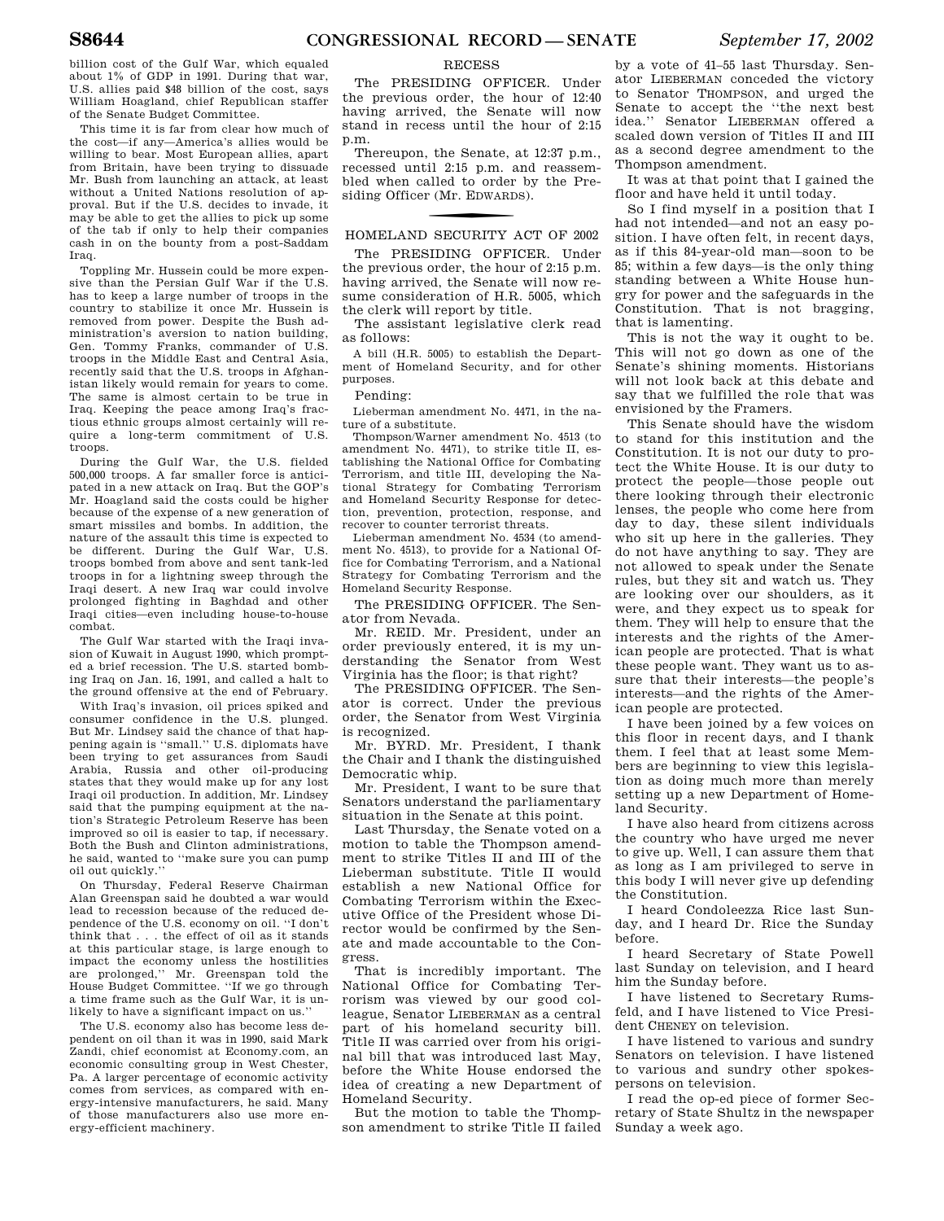billion cost of the Gulf War, which equaled about 1% of GDP in 1991. During that war, U.S. allies paid $48 billion of the cost, says William Hoagland, chief Republican staffer of the Senate Budget Committee.

This time it is far from clear how much of the cost—if any—America's allies would be willing to bear. Most European allies, apart from Britain, have been trying to dissuade Mr. Bush from launching an attack, at least without a United Nations resolution of approval. But if the U.S. decides to invade, it may be able to get the allies to pick up some of the tab if only to help their companies cash in on the bounty from a post-Saddam Iraq.

Toppling Mr. Hussein could be more expensive than the Persian Gulf War if the U.S. has to keep a large number of troops in the country to stabilize it once Mr. Hussein is removed from power. Despite the Bush administration's aversion to nation building, Gen. Tommy Franks, commander of U.S. troops in the Middle East and Central Asia, recently said that the U.S. troops in Afghanistan likely would remain for years to come. The same is almost certain to be true in Iraq. Keeping the peace among Iraq's fractious ethnic groups almost certainly will require a long-term commitment of U.S. troops.

During the Gulf War, the U.S. fielded 500,000 troops. A far smaller force is anticipated in a new attack on Iraq. But the GOP's Mr. Hoagland said the costs could be higher because of the expense of a new generation of smart missiles and bombs. In addition, the nature of the assault this time is expected to be different. During the Gulf War, U.S. troops bombed from above and sent tank-led troops in for a lightning sweep through the Iraqi desert. A new Iraq war could involve prolonged fighting in Baghdad and other Iraqi cities—even including house-to-house combat.

The Gulf War started with the Iraqi invasion of Kuwait in August 1990, which prompted a brief recession. The U.S. started bombing Iraq on Jan. 16, 1991, and called a halt to the ground offensive at the end of February.

With Iraq's invasion, oil prices spiked and consumer confidence in the U.S. plunged. But Mr. Lindsey said the chance of that happening again is "small." U.S. diplomats have been trying to get assurances from Saudi Arabia, Russia and other oil-producing states that they would make up for any lost Iraqi oil production. In addition, Mr. Lindsey said that the pumping equipment at the nation's Strategic Petroleum Reserve has been improved so oil is easier to tap, if necessary. Both the Bush and Clinton administrations, he said, wanted to "make sure you can pump oil out quickly."

On Thursday, Federal Reserve Chairman Alan Greenspan said he doubted a war would lead to recession because of the reduced dependence of the U.S. economy on oil. "I don't think that . . . the effect of oil as it stands at this particular stage, is large enough to impact the economy unless the hostilities are prolonged," Mr. Greenspan told the House Budget Committee. "If we go through a time frame such as the Gulf War, it is unlikely to have a significant impact on us."

The U.S. economy also has become less dependent on oil than it was in 1990, said Mark Zandi, chief economist at Economy.com, an economic consulting group in West Chester, Pa. A larger percentage of economic activity comes from services, as compared with energy-intensive manufacturers, he said. Many of those manufacturers also use more energy-efficient machinery.

## RECESS

The PRESIDING OFFICER. Under the previous order, the hour of 12:40 having arrived, the Senate will now stand in recess until the hour of 2:15 p.m.

Thereupon, the Senate, at 12:37 p.m., recessed until 2:15 p.m. and reassembled when called to order by the Presiding Officer (Mr. EDWARDS).

## HOMELAND SECURITY ACT OF 2002

The PRESIDING OFFICER. Under the previous order, the hour of 2:15 p.m. having arrived, the Senate will now resume consideration of H.R. 5005, which the clerk will report by title.

The assistant legislative clerk read as follows:

A bill (H.R. 5005) to establish the Department of Homeland Security, and for other purposes.

Pending:

Lieberman amendment No. 4471, in the nature of a substitute.

Thompson/Warner amendment No. 4513 (to amendment No. 4471), to strike title II, establishing the National Office for Combating Terrorism, and title III, developing the National Strategy for Combating Terrorism and Homeland Security Response for detection, prevention, protection, response, and recover to counter terrorist threats.

Lieberman amendment No. 4534 (to amendment No. 4513), to provide for a National Office for Combating Terrorism, and a National Strategy for Combating Terrorism and the Homeland Security Response.

The PRESIDING OFFICER. The Senator from Nevada.

Mr. REID. Mr. President, under an order previously entered, it is my understanding the Senator from West Virginia has the floor; is that right?

The PRESIDING OFFICER. The Senator is correct. Under the previous order, the Senator from West Virginia is recognized.

Mr. BYRD. Mr. President, I thank the Chair and I thank the distinguished Democratic whip.

Mr. President, I want to be sure that Senators understand the parliamentary situation in the Senate at this point.

Last Thursday, the Senate voted on a motion to table the Thompson amendment to strike Titles II and III of the Lieberman substitute. Title II would establish a new National Office for Combating Terrorism within the Executive Office of the President whose Director would be confirmed by the Senate and made accountable to the Congress.

That is incredibly important. The National Office for Combating Terrorism was viewed by our good colleague, Senator LIEBERMAN as a central part of his homeland security bill. Title II was carried over from his original bill that was introduced last May, before the White House endorsed the idea of creating a new Department of Homeland Security.

But the motion to table the Thompson amendment to strike Title II failed by a vote of 41–55 last Thursday. Senator LIEBERMAN conceded the victory to Senator THOMPSON, and urged the Senate to accept the "the next best idea." Senator LIEBERMAN offered a scaled down version of Titles II and III as a second degree amendment to the Thompson amendment.

It was at that point that I gained the floor and have held it until today.

So I find myself in a position that I had not intended—and not an easy position. I have often felt, in recent days, as if this 84-year-old man—soon to be 85; within a few days—is the only thing standing between a White House hungry for power and the safeguards in the Constitution. That is not bragging, that is lamenting.

This is not the way it ought to be. This will not go down as one of the Senate's shining moments. Historians will not look back at this debate and say that we fulfilled the role that was envisioned by the Framers.

This Senate should have the wisdom to stand for this institution and the Constitution. It is not our duty to protect the White House. It is our duty to protect the people—those people out there looking through their electronic lenses, the people who come here from day to day, these silent individuals who sit up here in the galleries. They do not have anything to say. They are not allowed to speak under the Senate rules, but they sit and watch us. They are looking over our shoulders, as it were, and they expect us to speak for them. They will help to ensure that the interests and the rights of the American people are protected. That is what these people want. They want us to assure that their interests—the people's interests—and the rights of the American people are protected.

I have been joined by a few voices on this floor in recent days, and I thank them. I feel that at least some Members are beginning to view this legislation as doing much more than merely setting up a new Department of Homeland Security.

I have also heard from citizens across the country who have urged me never to give up. Well, I can assure them that as long as I am privileged to serve in this body I will never give up defending the Constitution.

I heard Condoleezza Rice last Sunday, and I heard Dr. Rice the Sunday before.

I heard Secretary of State Powell last Sunday on television, and I heard him the Sunday before.

I have listened to Secretary Rumsfeld, and I have listened to Vice President CHENEY on television.

I have listened to various and sundry Senators on television. I have listened to various and sundry other spokespersons on television.

I read the op-ed piece of former Secretary of State Shultz in the newspaper Sunday a week ago.